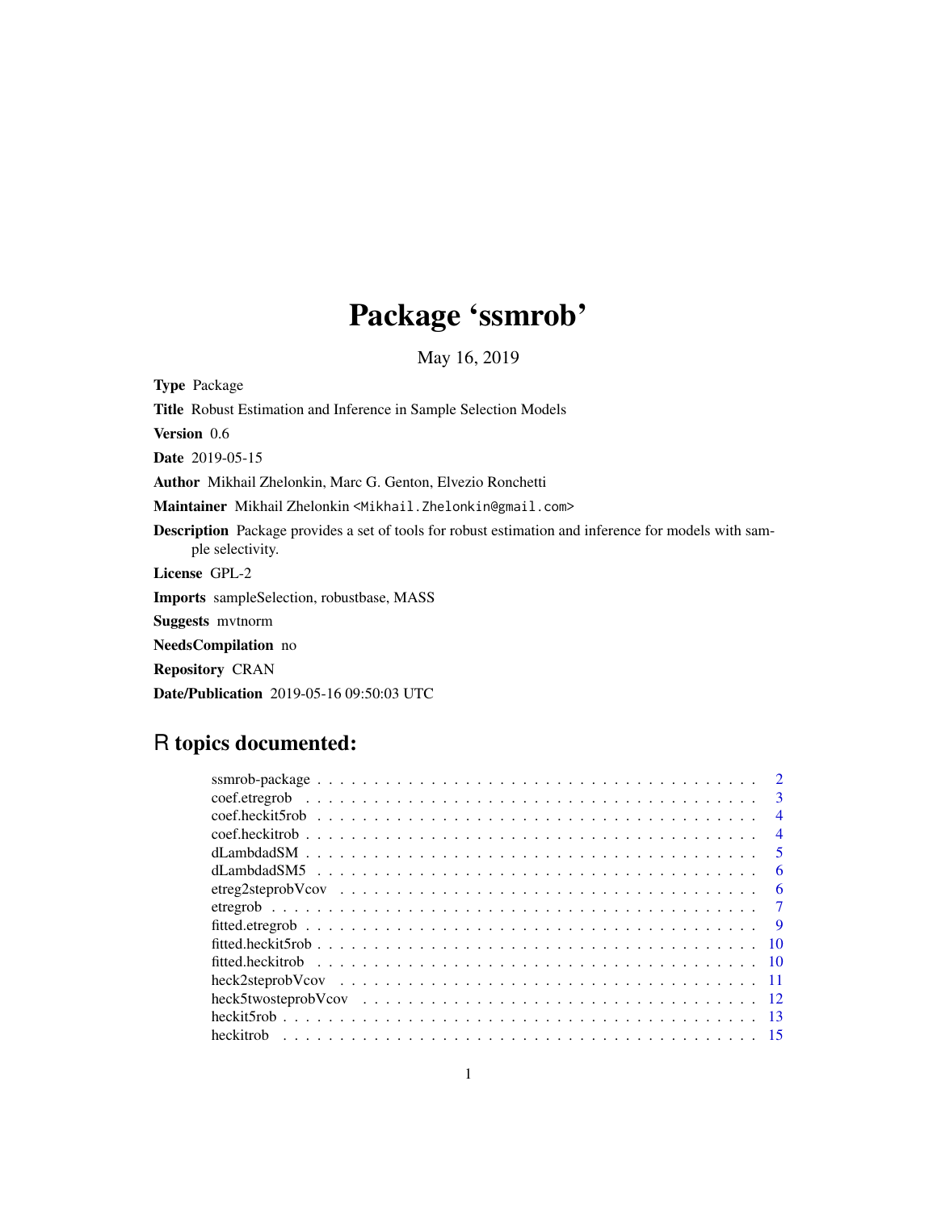# Package 'ssmrob'

May 16, 2019

**Type** Package

**Title** Robust Estimation and Inference in Sample Selection Models

**Version** 0.6

**Date** 2019-05-15

**Author** Mikhail Zhelonkin, Marc G. Genton, Elvezio Ronchetti

**Maintainer** Mikhail Zhelonkin <Mikhail.Zhelonkin@gmail.com>

**Description** Package provides a set of tools for robust estimation and inference for models with sample selectivity.

**License** GPL-2

**Imports** sampleSelection, robustbase, MASS

**Suggests** mvtnorm

**NeedsCompilation** no

**Repository** CRAN

**Date/Publication** 2019-05-16 09:50:03 UTC

## R topics documented:

| | |
|---|---|
| ssmrob-package | 2 |
| coef.etregrob | 3 |
| coef.heckit5rob | 4 |
| coef.heckitrob | 4 |
| dLambdadSM | 5 |
| dLambdadSM5 | 6 |
| etreg2steprobVcov | 6 |
| etregrob | 7 |
| fitted.etregrob | 9 |
| fitted.heckit5rob | 10 |
| fitted.heckitrob | 10 |
| heck2steprobVcov | 11 |
| heck5twosteprobVcov | 12 |
| heckit5rob | 13 |
| heckitrob | 15 |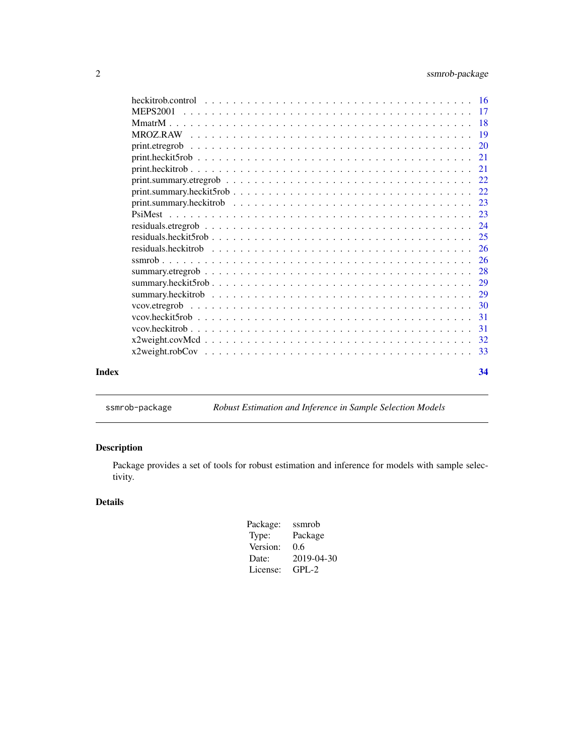heckitrob.control . . . . . . . . . . 16
MEPS2001 . . . . . . . . . . 17
MmatrM . . . . . . . . . . 18
MROZ.RAW . . . . . . . . . . 19
print.etregrob . . . . . . . . . . 20
print.heckit5rob . . . . . . . . . . 21
print.heckitrob . . . . . . . . . . 21
print.summary.etregrob . . . . . . . . . . 22
print.summary.heckit5rob . . . . . . . . . . 22
print.summary.heckitrob . . . . . . . . . . 23
PsiMest . . . . . . . . . . 23
residuals.etregrob . . . . . . . . . . 24
residuals.heckit5rob . . . . . . . . . . 25
residuals.heckitrob . . . . . . . . . . 26
ssmrob . . . . . . . . . . 26
summary.etregrob . . . . . . . . . . 28
summary.heckit5rob . . . . . . . . . . 29
summary.heckitrob . . . . . . . . . . 29
vcov.etregrob . . . . . . . . . . 30
vcov.heckit5rob . . . . . . . . . . 31
vcov.heckitrob . . . . . . . . . . 31
x2weight.covMcd . . . . . . . . . . 32
x2weight.robCov . . . . . . . . . . 33

**Index** **34**

---

`ssmrob-package` *Robust Estimation and Inference in Sample Selection Models*

---

## Description

Package provides a set of tools for robust estimation and inference for models with sample selectivity.

## Details

| | |
|---|---|
| Package: | ssmrob |
| Type: | Package |
| Version: | 0.6 |
| Date: | 2019-04-30 |
| License: | GPL-2 |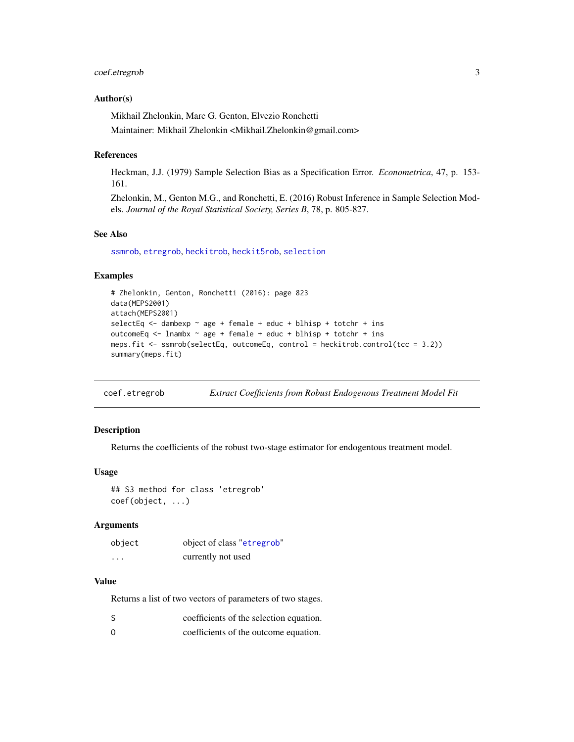### Author(s)

Mikhail Zhelonkin, Marc G. Genton, Elvezio Ronchetti

Maintainer: Mikhail Zhelonkin <Mikhail.Zhelonkin@gmail.com>

### References

Heckman, J.J. (1979) Sample Selection Bias as a Specification Error. *Econometrica*, 47, p. 153-161.

Zhelonkin, M., Genton M.G., and Ronchetti, E. (2016) Robust Inference in Sample Selection Models. *Journal of the Royal Statistical Society, Series B*, 78, p. 805-827.

### See Also

`ssmrob`, `etregrob`, `heckitrob`, `heckit5rob`, `selection`

### Examples

```
# Zhelonkin, Genton, Ronchetti (2016): page 823
data(MEPS2001)
attach(MEPS2001)
selectEq <- dambexp ~ age + female + educ + blhisp + totchr + ins
outcomeEq <- lnambx ~ age + female + educ + blhisp + totchr + ins
meps.fit <- ssmrob(selectEq, outcomeEq, control = heckitrob.control(tcc = 3.2))
summary(meps.fit)
```

---

## coef.etregrob — *Extract Coefficients from Robust Endogenous Treatment Model Fit*

### Description

Returns the coefficients of the robust two-stage estimator for endogentous treatment model.

### Usage

```
## S3 method for class 'etregrob'
coef(object, ...)
```

### Arguments

| | |
|---|---|
| object | object of class "etregrob" |
| ... | currently not used |

### Value

Returns a list of two vectors of parameters of two stages.

| | |
|---|---|
| S | coefficients of the selection equation. |
| O | coefficients of the outcome equation. |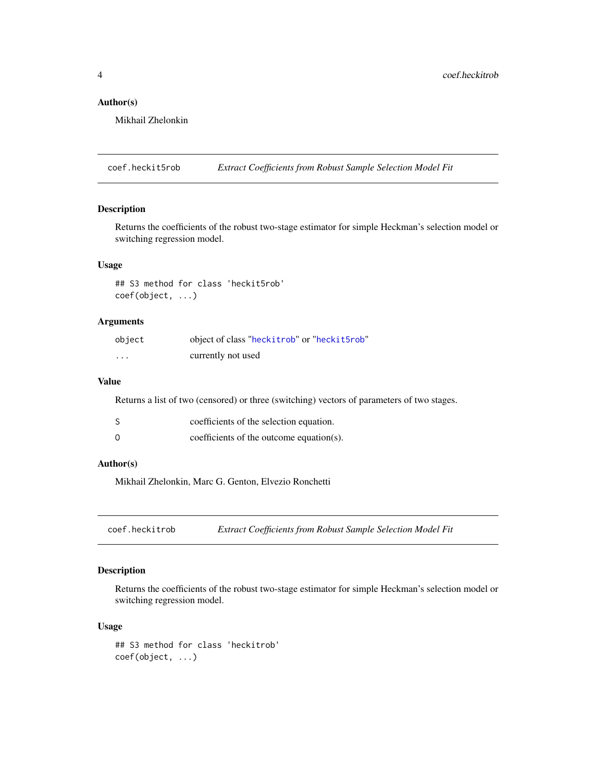### Author(s)

Mikhail Zhelonkin

---

## coef.heckit5rob *Extract Coefficients from Robust Sample Selection Model Fit*

### Description

Returns the coefficients of the robust two-stage estimator for simple Heckman's selection model or switching regression model.

### Usage

```
## S3 method for class 'heckit5rob'
coef(object, ...)
```

### Arguments

| | |
|---|---|
| `object` | object of class "`heckitrob`" or "`heckit5rob`" |
| `...` | currently not used |

### Value

Returns a list of two (censored) or three (switching) vectors of parameters of two stages.

| | |
|---|---|
| `S` | coefficients of the selection equation. |
| `O` | coefficients of the outcome equation(s). |

### Author(s)

Mikhail Zhelonkin, Marc G. Genton, Elvezio Ronchetti

---

## coef.heckitrob *Extract Coefficients from Robust Sample Selection Model Fit*

### Description

Returns the coefficients of the robust two-stage estimator for simple Heckman's selection model or switching regression model.

### Usage

```
## S3 method for class 'heckitrob'
coef(object, ...)
```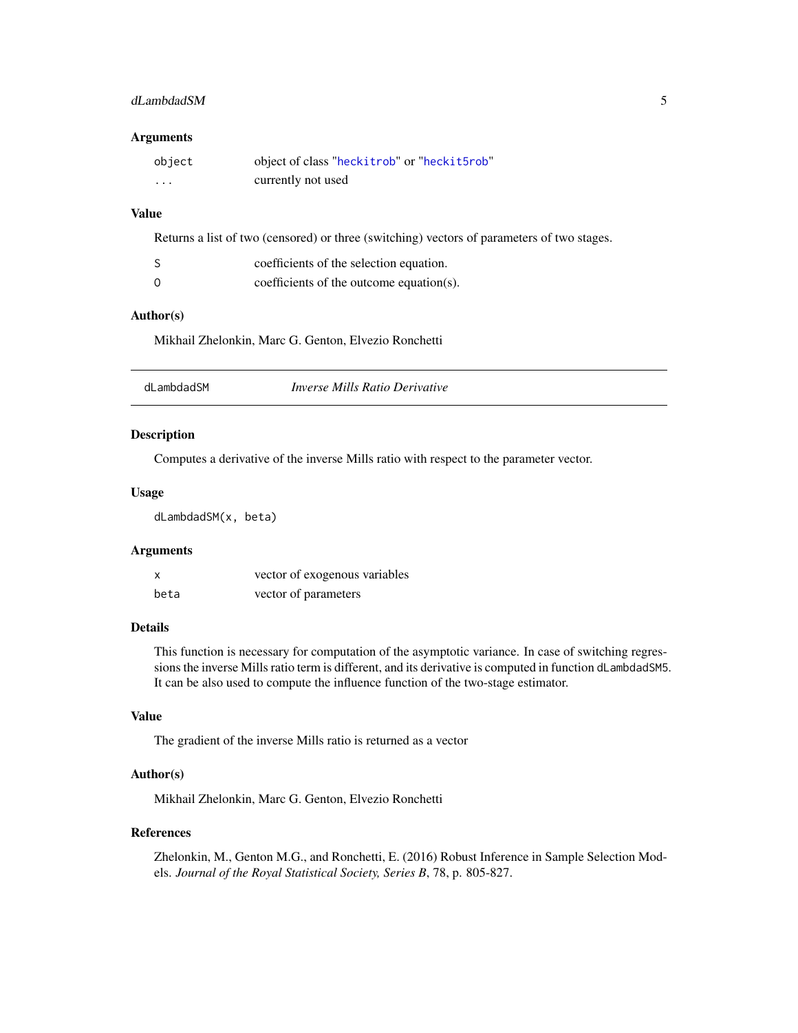### Arguments

| | |
|---|---|
| `object` | object of class "heckitrob" or "heckit5rob" |
| `...` | currently not used |

### Value

Returns a list of two (censored) or three (switching) vectors of parameters of two stages.

| | |
|---|---|
| `S` | coefficients of the selection equation. |
| `O` | coefficients of the outcome equation(s). |

### Author(s)

Mikhail Zhelonkin, Marc G. Genton, Elvezio Ronchetti

---

## dLambdadSM — *Inverse Mills Ratio Derivative*

### Description

Computes a derivative of the inverse Mills ratio with respect to the parameter vector.

### Usage

```
dLambdadSM(x, beta)
```

### Arguments

| | |
|---|---|
| `x` | vector of exogenous variables |
| `beta` | vector of parameters |

### Details

This function is necessary for computation of the asymptotic variance. In case of switching regressions the inverse Mills ratio term is different, and its derivative is computed in function `dLambdadSM5`. It can be also used to compute the influence function of the two-stage estimator.

### Value

The gradient of the inverse Mills ratio is returned as a vector

### Author(s)

Mikhail Zhelonkin, Marc G. Genton, Elvezio Ronchetti

### References

Zhelonkin, M., Genton M.G., and Ronchetti, E. (2016) Robust Inference in Sample Selection Models. *Journal of the Royal Statistical Society, Series B*, 78, p. 805-827.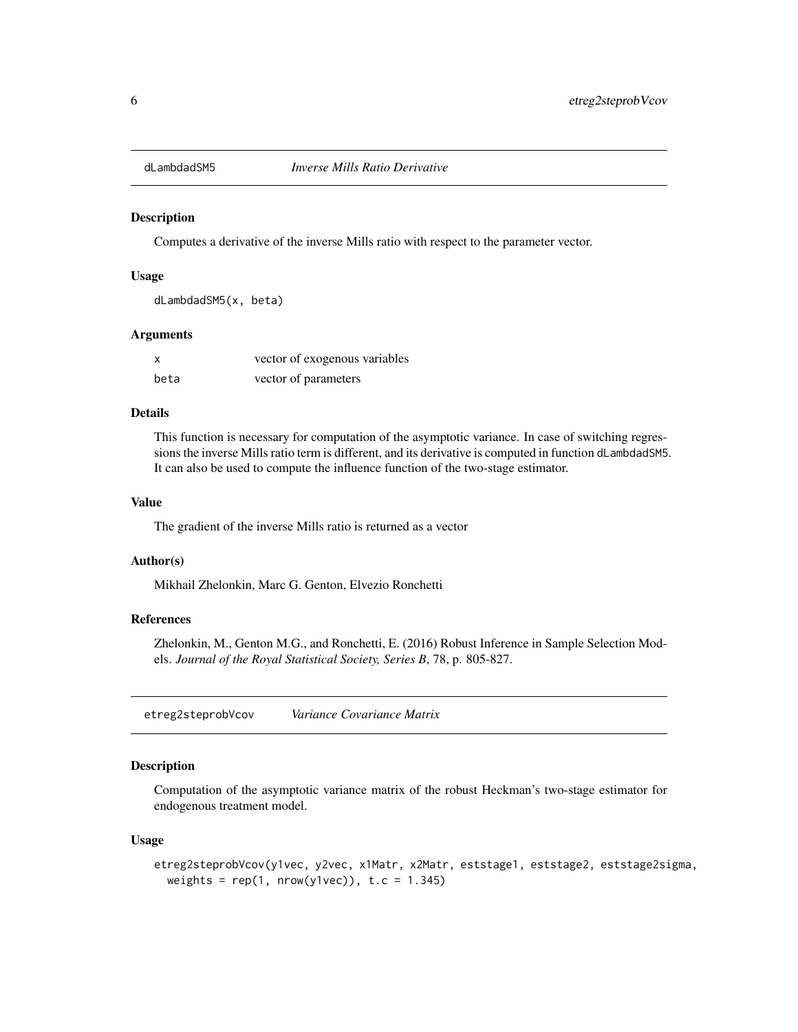## dLambdadSM5 *Inverse Mills Ratio Derivative*

### Description

Computes a derivative of the inverse Mills ratio with respect to the parameter vector.

### Usage

```
dLambdadSM5(x, beta)
```

### Arguments

| | |
|---|---|
| x | vector of exogenous variables |
| beta | vector of parameters |

### Details

This function is necessary for computation of the asymptotic variance. In case of switching regressions the inverse Mills ratio term is different, and its derivative is computed in function dLambdadSM5. It can also be used to compute the influence function of the two-stage estimator.

### Value

The gradient of the inverse Mills ratio is returned as a vector

### Author(s)

Mikhail Zhelonkin, Marc G. Genton, Elvezio Ronchetti

### References

Zhelonkin, M., Genton M.G., and Ronchetti, E. (2016) Robust Inference in Sample Selection Models. *Journal of the Royal Statistical Society, Series B*, 78, p. 805-827.

## etreg2steprobVcov *Variance Covariance Matrix*

### Description

Computation of the asymptotic variance matrix of the robust Heckman's two-stage estimator for endogenous treatment model.

### Usage

```
etreg2steprobVcov(y1vec, y2vec, x1Matr, x2Matr, eststage1, eststage2, eststage2sigma,
  weights = rep(1, nrow(y1vec)), t.c = 1.345)
```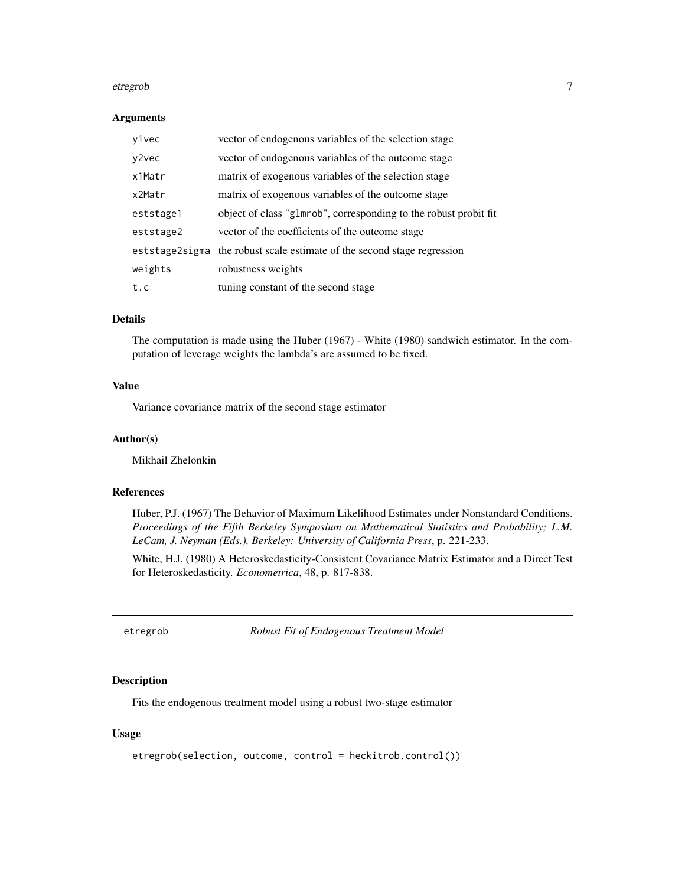### Arguments

| | |
|---|---|
| y1vec | vector of endogenous variables of the selection stage |
| y2vec | vector of endogenous variables of the outcome stage |
| x1Matr | matrix of exogenous variables of the selection stage |
| x2Matr | matrix of exogenous variables of the outcome stage |
| eststage1 | object of class "glmrob", corresponding to the robust probit fit |
| eststage2 | vector of the coefficients of the outcome stage |
| eststage2sigma | the robust scale estimate of the second stage regression |
| weights | robustness weights |
| t.c | tuning constant of the second stage |

### Details

The computation is made using the Huber (1967) - White (1980) sandwich estimator. In the computation of leverage weights the lambda's are assumed to be fixed.

### Value

Variance covariance matrix of the second stage estimator

### Author(s)

Mikhail Zhelonkin

### References

Huber, P.J. (1967) The Behavior of Maximum Likelihood Estimates under Nonstandard Conditions. *Proceedings of the Fifth Berkeley Symposium on Mathematical Statistics and Probability; L.M. LeCam, J. Neyman (Eds.), Berkeley: University of California Press*, p. 221-233.

White, H.J. (1980) A Heteroskedasticity-Consistent Covariance Matrix Estimator and a Direct Test for Heteroskedasticity. *Econometrica*, 48, p. 817-838.

---

## etregrob — *Robust Fit of Endogenous Treatment Model*

### Description

Fits the endogenous treatment model using a robust two-stage estimator

### Usage

```
etregrob(selection, outcome, control = heckitrob.control())
```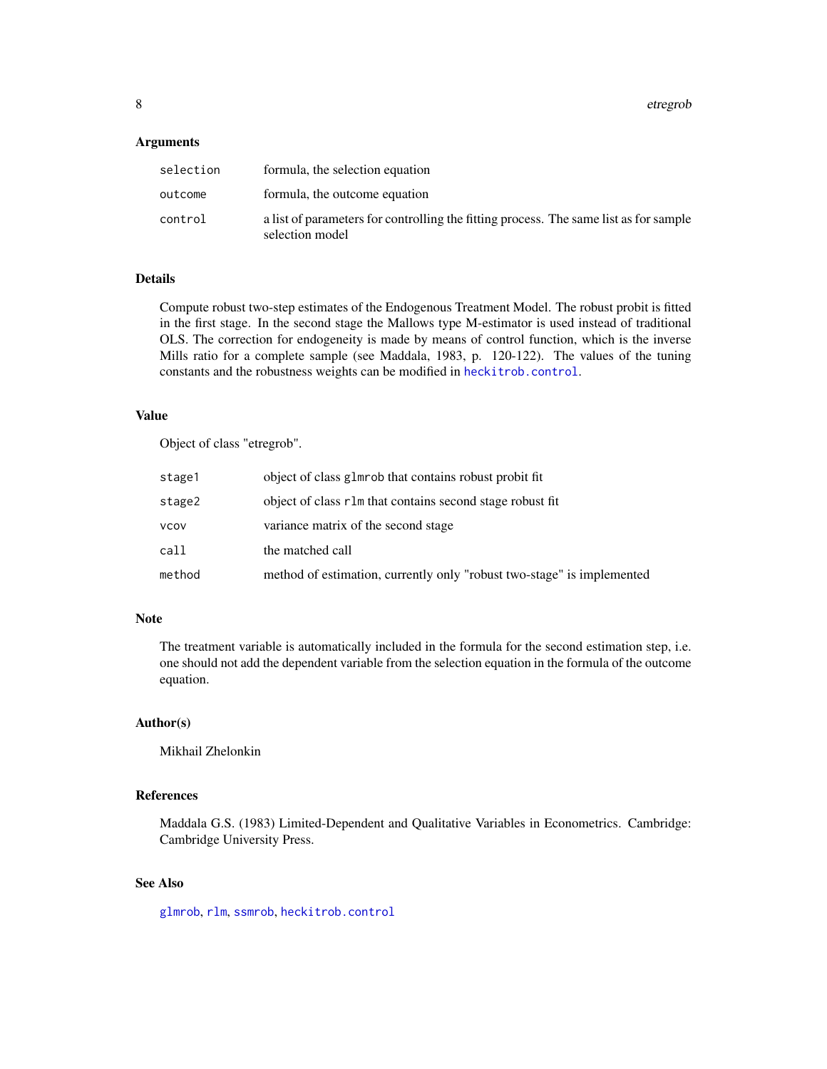### Arguments

| | |
|---|---|
| `selection` | formula, the selection equation |
| `outcome` | formula, the outcome equation |
| `control` | a list of parameters for controlling the fitting process. The same list as for sample selection model |

### Details

Compute robust two-step estimates of the Endogenous Treatment Model. The robust probit is fitted in the first stage. In the second stage the Mallows type M-estimator is used instead of traditional OLS. The correction for endogeneity is made by means of control function, which is the inverse Mills ratio for a complete sample (see Maddala, 1983, p. 120-122). The values of the tuning constants and the robustness weights can be modified in `heckitrob.control`.

### Value

Object of class "etregrob".

| | |
|---|---|
| `stage1` | object of class `glmrob` that contains robust probit fit |
| `stage2` | object of class `rlm` that contains second stage robust fit |
| `vcov` | variance matrix of the second stage |
| `call` | the matched call |
| `method` | method of estimation, currently only "robust two-stage" is implemented |

### Note

The treatment variable is automatically included in the formula for the second estimation step, i.e. one should not add the dependent variable from the selection equation in the formula of the outcome equation.

### Author(s)

Mikhail Zhelonkin

### References

Maddala G.S. (1983) Limited-Dependent and Qualitative Variables in Econometrics. Cambridge: Cambridge University Press.

### See Also

`glmrob`, `rlm`, `ssmrob`, `heckitrob.control`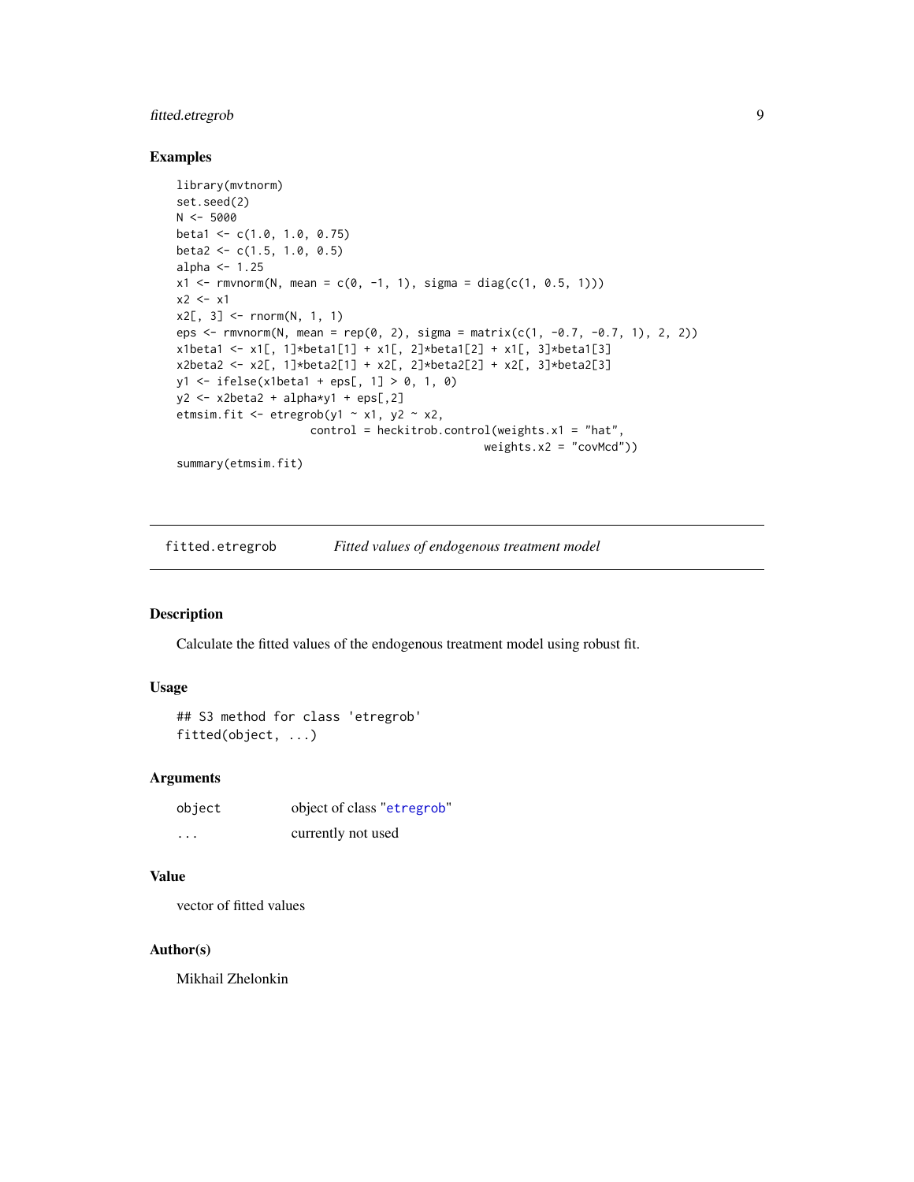### Examples

```
library(mvtnorm)
set.seed(2)
N <- 5000
beta1 <- c(1.0, 1.0, 0.75)
beta2 <- c(1.5, 1.0, 0.5)
alpha <- 1.25
x1 <- rmvnorm(N, mean = c(0, -1, 1), sigma = diag(c(1, 0.5, 1)))
x2 <- x1
x2[, 3] <- rnorm(N, 1, 1)
eps <- rmvnorm(N, mean = rep(0, 2), sigma = matrix(c(1, -0.7, -0.7, 1), 2, 2))
x1beta1 <- x1[, 1]*beta1[1] + x1[, 2]*beta1[2] + x1[, 3]*beta1[3]
x2beta2 <- x2[, 1]*beta2[1] + x2[, 2]*beta2[2] + x2[, 3]*beta2[3]
y1 <- ifelse(x1beta1 + eps[, 1] > 0, 1, 0)
y2 <- x2beta2 + alpha*y1 + eps[,2]
etmsim.fit <- etregrob(y1 ~ x1, y2 ~ x2,
                     control = heckitrob.control(weights.x1 = "hat",
                                                 weights.x2 = "covMcd"))
summary(etmsim.fit)
```

---

## fitted.etregrob — *Fitted values of endogenous treatment model*

### Description

Calculate the fitted values of the endogenous treatment model using robust fit.

### Usage

```
## S3 method for class 'etregrob'
fitted(object, ...)
```

### Arguments

| | |
|---|---|
| `object` | object of class "etregrob" |
| `...` | currently not used |

### Value

vector of fitted values

### Author(s)

Mikhail Zhelonkin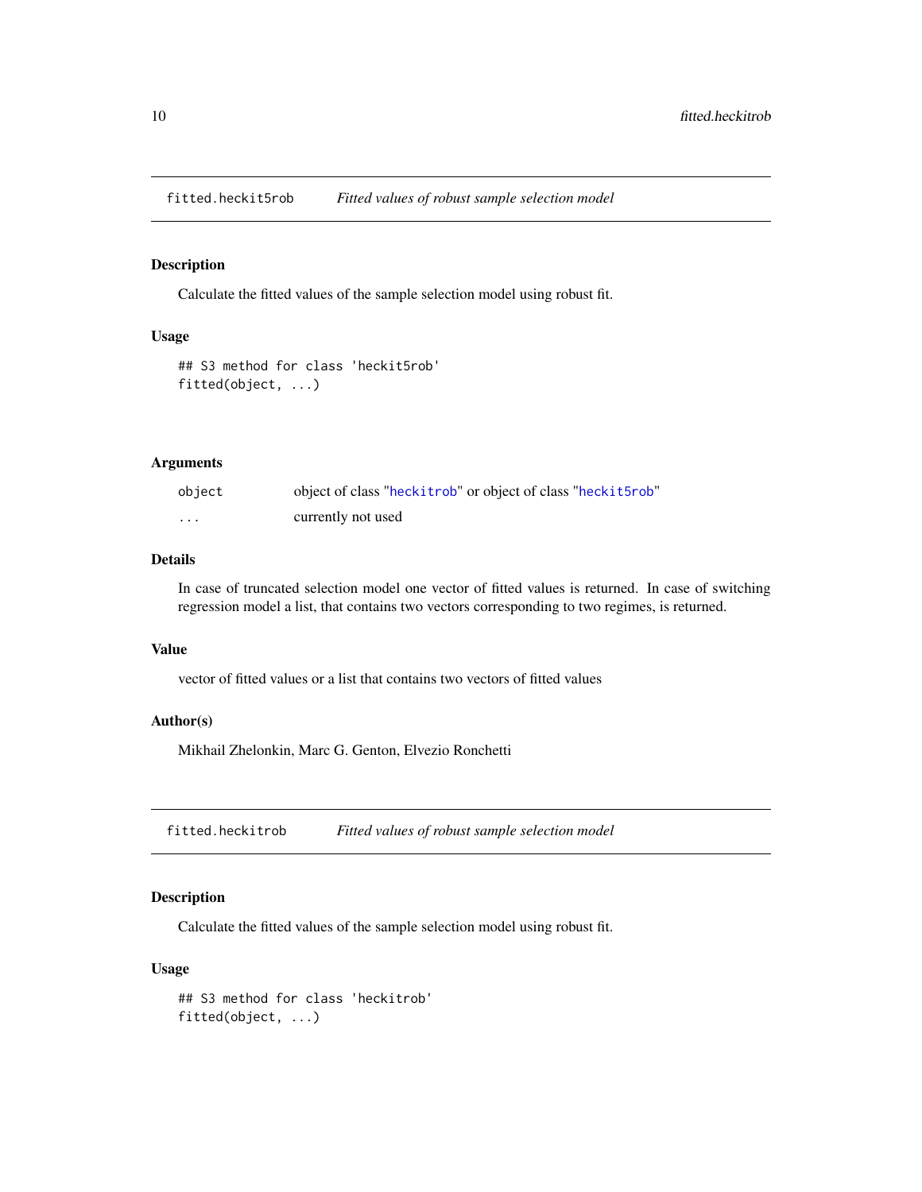## fitted.heckit5rob    *Fitted values of robust sample selection model*

### Description

Calculate the fitted values of the sample selection model using robust fit.

### Usage

```
## S3 method for class 'heckit5rob'
fitted(object, ...)
```

### Arguments

| | |
|---|---|
| object | object of class "heckitrob" or object of class "heckit5rob" |
| ... | currently not used |

### Details

In case of truncated selection model one vector of fitted values is returned. In case of switching regression model a list, that contains two vectors corresponding to two regimes, is returned.

### Value

vector of fitted values or a list that contains two vectors of fitted values

### Author(s)

Mikhail Zhelonkin, Marc G. Genton, Elvezio Ronchetti

## fitted.heckitrob    *Fitted values of robust sample selection model*

### Description

Calculate the fitted values of the sample selection model using robust fit.

### Usage

```
## S3 method for class 'heckitrob'
fitted(object, ...)
```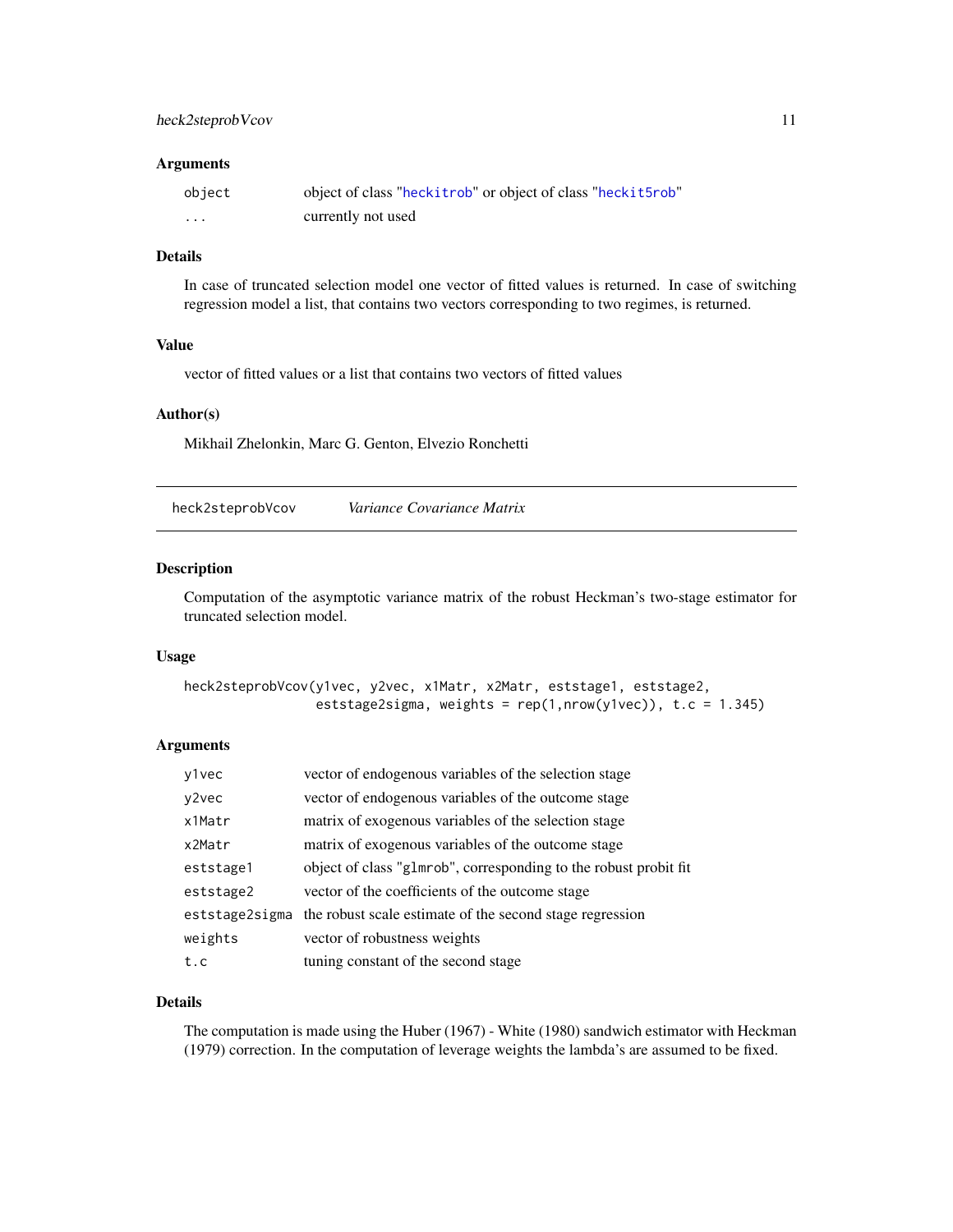### Arguments

| | |
|---|---|
| object | object of class "heckitrob" or object of class "heckit5rob" |
| ... | currently not used |

### Details

In case of truncated selection model one vector of fitted values is returned. In case of switching regression model a list, that contains two vectors corresponding to two regimes, is returned.

### Value

vector of fitted values or a list that contains two vectors of fitted values

### Author(s)

Mikhail Zhelonkin, Marc G. Genton, Elvezio Ronchetti

---

## heck2steprobVcov    *Variance Covariance Matrix*

### Description

Computation of the asymptotic variance matrix of the robust Heckman's two-stage estimator for truncated selection model.

### Usage

```
heck2steprobVcov(y1vec, y2vec, x1Matr, x2Matr, eststage1, eststage2,
                 eststage2sigma, weights = rep(1,nrow(y1vec)), t.c = 1.345)
```

### Arguments

| | |
|---|---|
| y1vec | vector of endogenous variables of the selection stage |
| y2vec | vector of endogenous variables of the outcome stage |
| x1Matr | matrix of exogenous variables of the selection stage |
| x2Matr | matrix of exogenous variables of the outcome stage |
| eststage1 | object of class "glmrob", corresponding to the robust probit fit |
| eststage2 | vector of the coefficients of the outcome stage |
| eststage2sigma | the robust scale estimate of the second stage regression |
| weights | vector of robustness weights |
| t.c | tuning constant of the second stage |

### Details

The computation is made using the Huber (1967) - White (1980) sandwich estimator with Heckman (1979) correction. In the computation of leverage weights the lambda's are assumed to be fixed.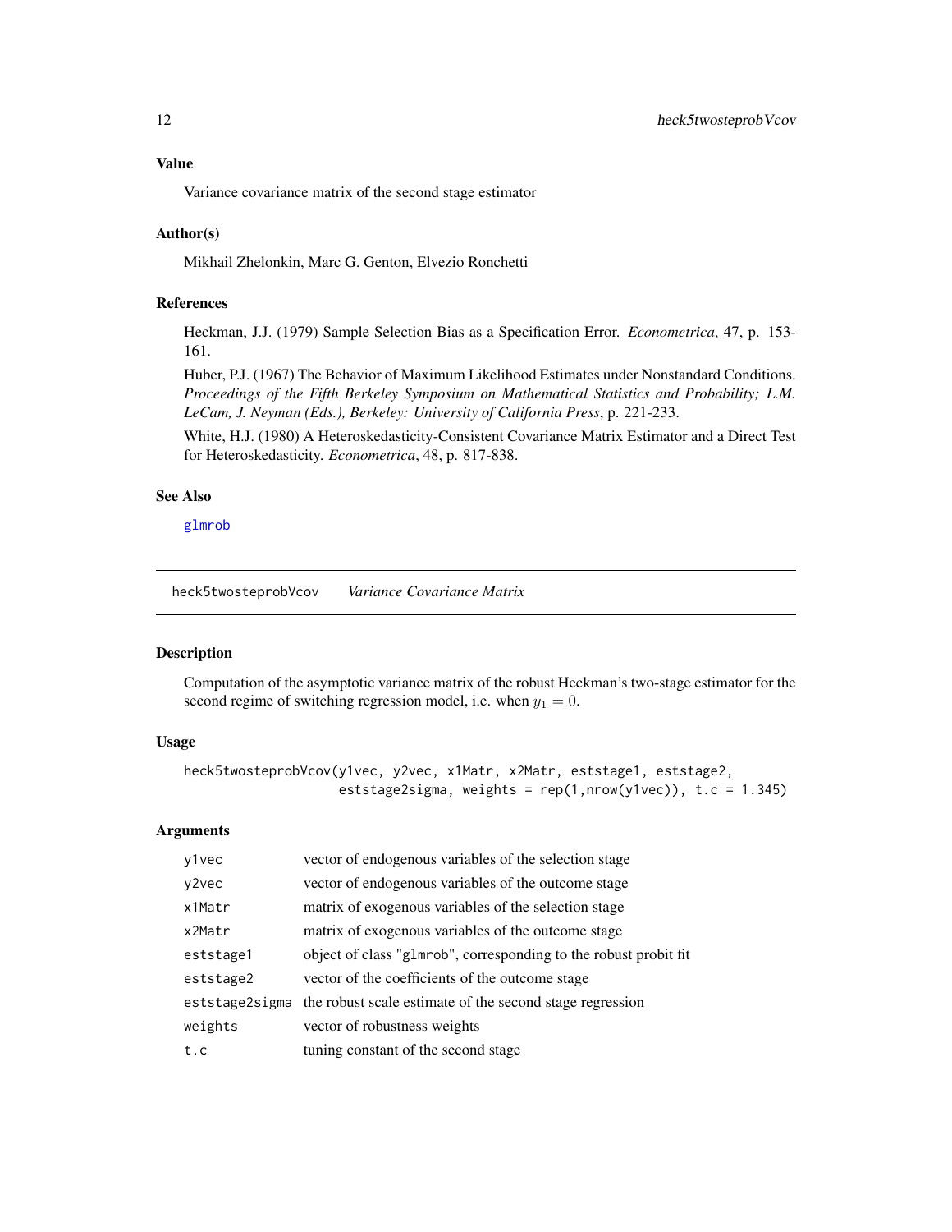## Value

Variance covariance matrix of the second stage estimator

## Author(s)

Mikhail Zhelonkin, Marc G. Genton, Elvezio Ronchetti

## References

Heckman, J.J. (1979) Sample Selection Bias as a Specification Error. *Econometrica*, 47, p. 153-161.

Huber, P.J. (1967) The Behavior of Maximum Likelihood Estimates under Nonstandard Conditions. *Proceedings of the Fifth Berkeley Symposium on Mathematical Statistics and Probability; L.M. LeCam, J. Neyman (Eds.), Berkeley: University of California Press*, p. 221-233.

White, H.J. (1980) A Heteroskedasticity-Consistent Covariance Matrix Estimator and a Direct Test for Heteroskedasticity. *Econometrica*, 48, p. 817-838.

## See Also

glmrob

---

# heck5twosteprobVcov *Variance Covariance Matrix*

## Description

Computation of the asymptotic variance matrix of the robust Heckman's two-stage estimator for the second regime of switching regression model, i.e. when $y_1 = 0$.

## Usage

```
heck5twosteprobVcov(y1vec, y2vec, x1Matr, x2Matr, eststage1, eststage2,
                    eststage2sigma, weights = rep(1,nrow(y1vec)), t.c = 1.345)
```

## Arguments

| | |
|---|---|
| y1vec | vector of endogenous variables of the selection stage |
| y2vec | vector of endogenous variables of the outcome stage |
| x1Matr | matrix of exogenous variables of the selection stage |
| x2Matr | matrix of exogenous variables of the outcome stage |
| eststage1 | object of class "glmrob", corresponding to the robust probit fit |
| eststage2 | vector of the coefficients of the outcome stage |
| eststage2sigma | the robust scale estimate of the second stage regression |
| weights | vector of robustness weights |
| t.c | tuning constant of the second stage |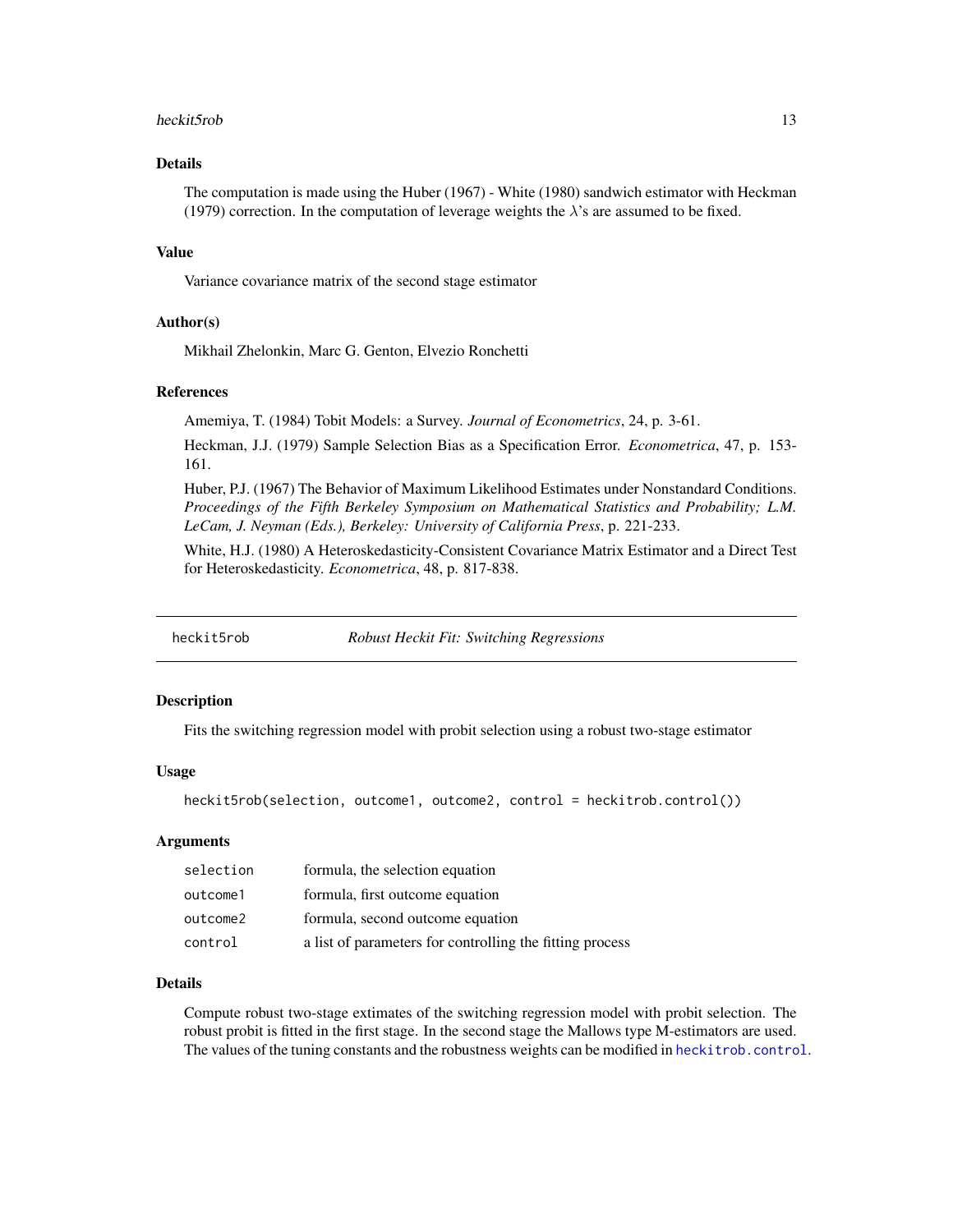## Details

The computation is made using the Huber (1967) - White (1980) sandwich estimator with Heckman (1979) correction. In the computation of leverage weights the $\lambda$'s are assumed to be fixed.

## Value

Variance covariance matrix of the second stage estimator

## Author(s)

Mikhail Zhelonkin, Marc G. Genton, Elvezio Ronchetti

## References

Amemiya, T. (1984) Tobit Models: a Survey. *Journal of Econometrics*, 24, p. 3-61.

Heckman, J.J. (1979) Sample Selection Bias as a Specification Error. *Econometrica*, 47, p. 153-161.

Huber, P.J. (1967) The Behavior of Maximum Likelihood Estimates under Nonstandard Conditions. *Proceedings of the Fifth Berkeley Symposium on Mathematical Statistics and Probability; L.M. LeCam, J. Neyman (Eds.), Berkeley: University of California Press*, p. 221-233.

White, H.J. (1980) A Heteroskedasticity-Consistent Covariance Matrix Estimator and a Direct Test for Heteroskedasticity. *Econometrica*, 48, p. 817-838.

---

# heckit5rob — *Robust Heckit Fit: Switching Regressions*

## Description

Fits the switching regression model with probit selection using a robust two-stage estimator

## Usage

```
heckit5rob(selection, outcome1, outcome2, control = heckitrob.control())
```

## Arguments

| | |
|---|---|
| `selection` | formula, the selection equation |
| `outcome1` | formula, first outcome equation |
| `outcome2` | formula, second outcome equation |
| `control` | a list of parameters for controlling the fitting process |

## Details

Compute robust two-stage extimates of the switching regression model with probit selection. The robust probit is fitted in the first stage. In the second stage the Mallows type M-estimators are used. The values of the tuning constants and the robustness weights can be modified in `heckitrob.control`.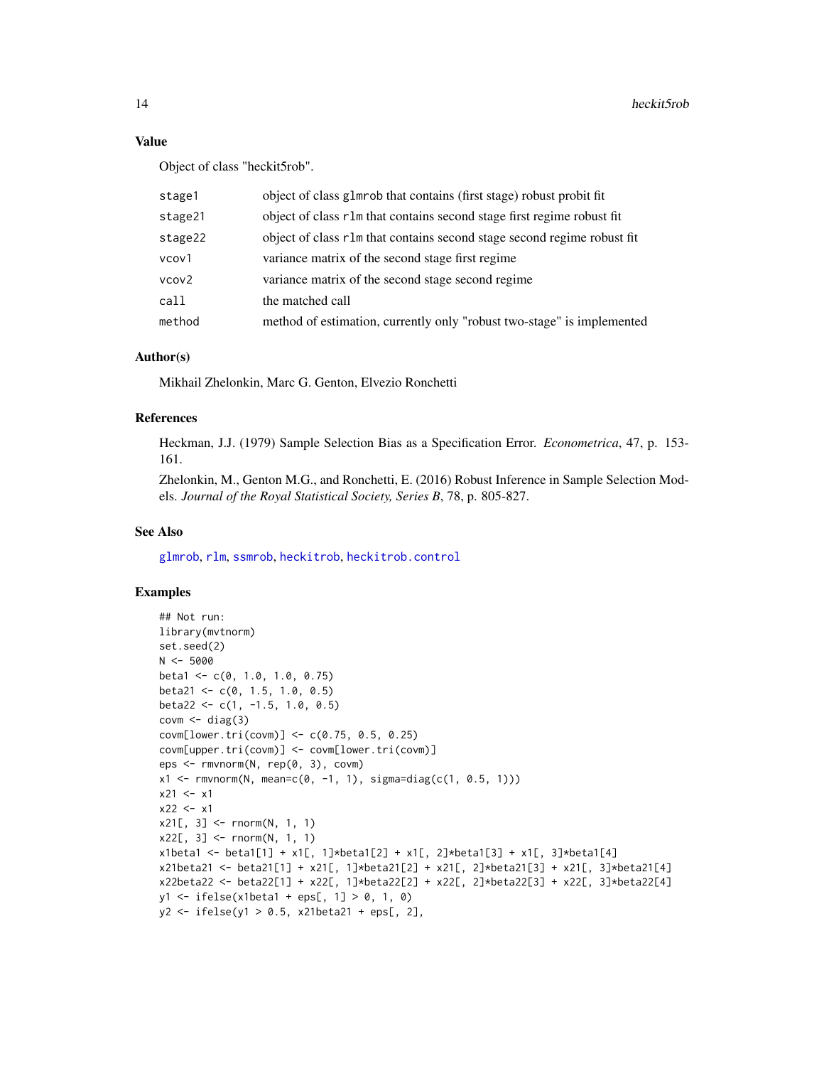### Value

Object of class "heckit5rob".

| | |
|---|---|
| `stage1` | object of class `glmrob` that contains (first stage) robust probit fit |
| `stage21` | object of class `rlm` that contains second stage first regime robust fit |
| `stage22` | object of class `rlm` that contains second stage second regime robust fit |
| `vcov1` | variance matrix of the second stage first regime |
| `vcov2` | variance matrix of the second stage second regime |
| `call` | the matched call |
| `method` | method of estimation, currently only "robust two-stage" is implemented |

### Author(s)

Mikhail Zhelonkin, Marc G. Genton, Elvezio Ronchetti

### References

Heckman, J.J. (1979) Sample Selection Bias as a Specification Error. *Econometrica*, 47, p. 153-161.

Zhelonkin, M., Genton M.G., and Ronchetti, E. (2016) Robust Inference in Sample Selection Models. *Journal of the Royal Statistical Society, Series B*, 78, p. 805-827.

### See Also

`glmrob`, `rlm`, `ssmrob`, `heckitrob`, `heckitrob.control`

### Examples

```
## Not run:
library(mvtnorm)
set.seed(2)
N <- 5000
beta1 <- c(0, 1.0, 1.0, 0.75)
beta21 <- c(0, 1.5, 1.0, 0.5)
beta22 <- c(1, -1.5, 1.0, 0.5)
covm <- diag(3)
covm[lower.tri(covm)] <- c(0.75, 0.5, 0.25)
covm[upper.tri(covm)] <- covm[lower.tri(covm)]
eps <- rmvnorm(N, rep(0, 3), covm)
x1 <- rmvnorm(N, mean=c(0, -1, 1), sigma=diag(c(1, 0.5, 1)))
x21 <- x1
x22 <- x1
x21[, 3] <- rnorm(N, 1, 1)
x22[, 3] <- rnorm(N, 1, 1)
x1beta1 <- beta1[1] + x1[, 1]*beta1[2] + x1[, 2]*beta1[3] + x1[, 3]*beta1[4]
x21beta21 <- beta21[1] + x21[, 1]*beta21[2] + x21[, 2]*beta21[3] + x21[, 3]*beta21[4]
x22beta22 <- beta22[1] + x22[, 1]*beta22[2] + x22[, 2]*beta22[3] + x22[, 3]*beta22[4]
y1 <- ifelse(x1beta1 + eps[, 1] > 0, 1, 0)
y2 <- ifelse(y1 > 0.5, x21beta21 + eps[, 2],
```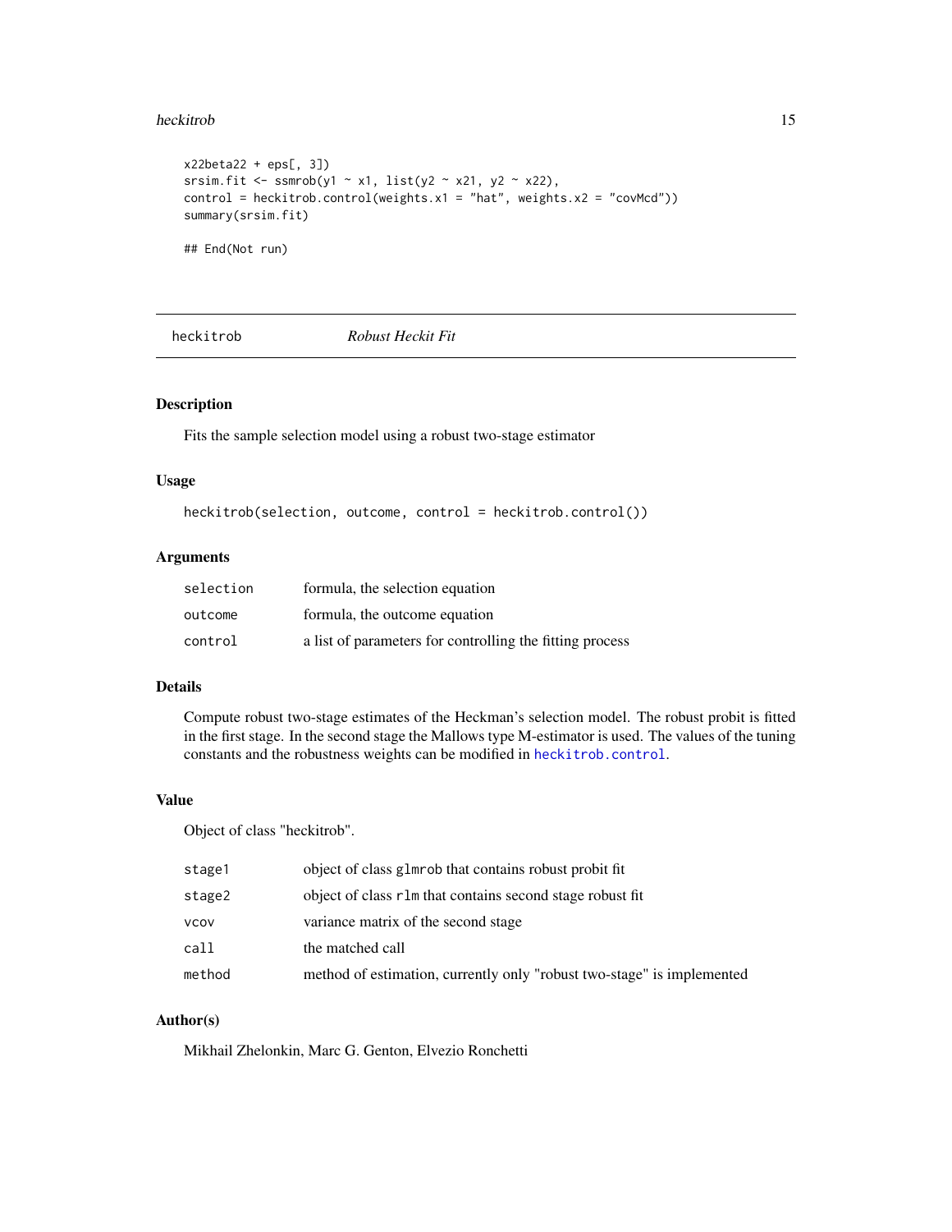```
x22beta22 + eps[, 3])
srsim.fit <- ssmrob(y1 ~ x1, list(y2 ~ x21, y2 ~ x22),
control = heckitrob.control(weights.x1 = "hat", weights.x2 = "covMcd"))
summary(srsim.fit)

## End(Not run)
```

## heckitrob — *Robust Heckit Fit*

### Description

Fits the sample selection model using a robust two-stage estimator

### Usage

```
heckitrob(selection, outcome, control = heckitrob.control())
```

### Arguments

| | |
|---|---|
| `selection` | formula, the selection equation |
| `outcome` | formula, the outcome equation |
| `control` | a list of parameters for controlling the fitting process |

### Details

Compute robust two-stage estimates of the Heckman's selection model. The robust probit is fitted in the first stage. In the second stage the Mallows type M-estimator is used. The values of the tuning constants and the robustness weights can be modified in `heckitrob.control`.

### Value

Object of class "heckitrob".

| | |
|---|---|
| `stage1` | object of class `glmrob` that contains robust probit fit |
| `stage2` | object of class `rlm` that contains second stage robust fit |
| `vcov` | variance matrix of the second stage |
| `call` | the matched call |
| `method` | method of estimation, currently only "robust two-stage" is implemented |

### Author(s)

Mikhail Zhelonkin, Marc G. Genton, Elvezio Ronchetti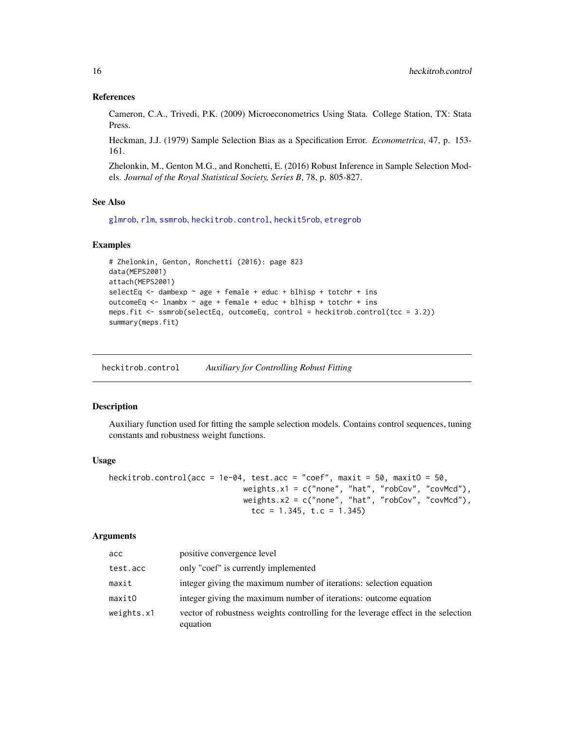### References

Cameron, C.A., Trivedi, P.K. (2009) Microeconometrics Using Stata. College Station, TX: Stata Press.

Heckman, J.J. (1979) Sample Selection Bias as a Specification Error. *Econometrica*, 47, p. 153-161.

Zhelonkin, M., Genton M.G., and Ronchetti, E. (2016) Robust Inference in Sample Selection Models. *Journal of the Royal Statistical Society, Series B*, 78, p. 805-827.

### See Also

glmrob, rlm, ssmrob, heckitrob.control, heckit5rob, etregrob

### Examples

```
# Zhelonkin, Genton, Ronchetti (2016): page 823
data(MEPS2001)
attach(MEPS2001)
selectEq <- dambexp ~ age + female + educ + blhisp + totchr + ins
outcomeEq <- lnambx ~ age + female + educ + blhisp + totchr + ins
meps.fit <- ssmrob(selectEq, outcomeEq, control = heckitrob.control(tcc = 3.2))
summary(meps.fit)
```

---

## heckitrob.control — *Auxiliary for Controlling Robust Fitting*

### Description

Auxiliary function used for fitting the sample selection models. Contains control sequences, tuning constants and robustness weight functions.

### Usage

```
heckitrob.control(acc = 1e-04, test.acc = "coef", maxit = 50, maxitO = 50,
                              weights.x1 = c("none", "hat", "robCov", "covMcd"),
                              weights.x2 = c("none", "hat", "robCov", "covMcd"),
                                tcc = 1.345, t.c = 1.345)
```

### Arguments

| | |
|---|---|
| acc | positive convergence level |
| test.acc | only "coef" is currently implemented |
| maxit | integer giving the maximum number of iterations: selection equation |
| maxitO | integer giving the maximum number of iterations: outcome equation |
| weights.x1 | vector of robustness weights controlling for the leverage effect in the selection equation |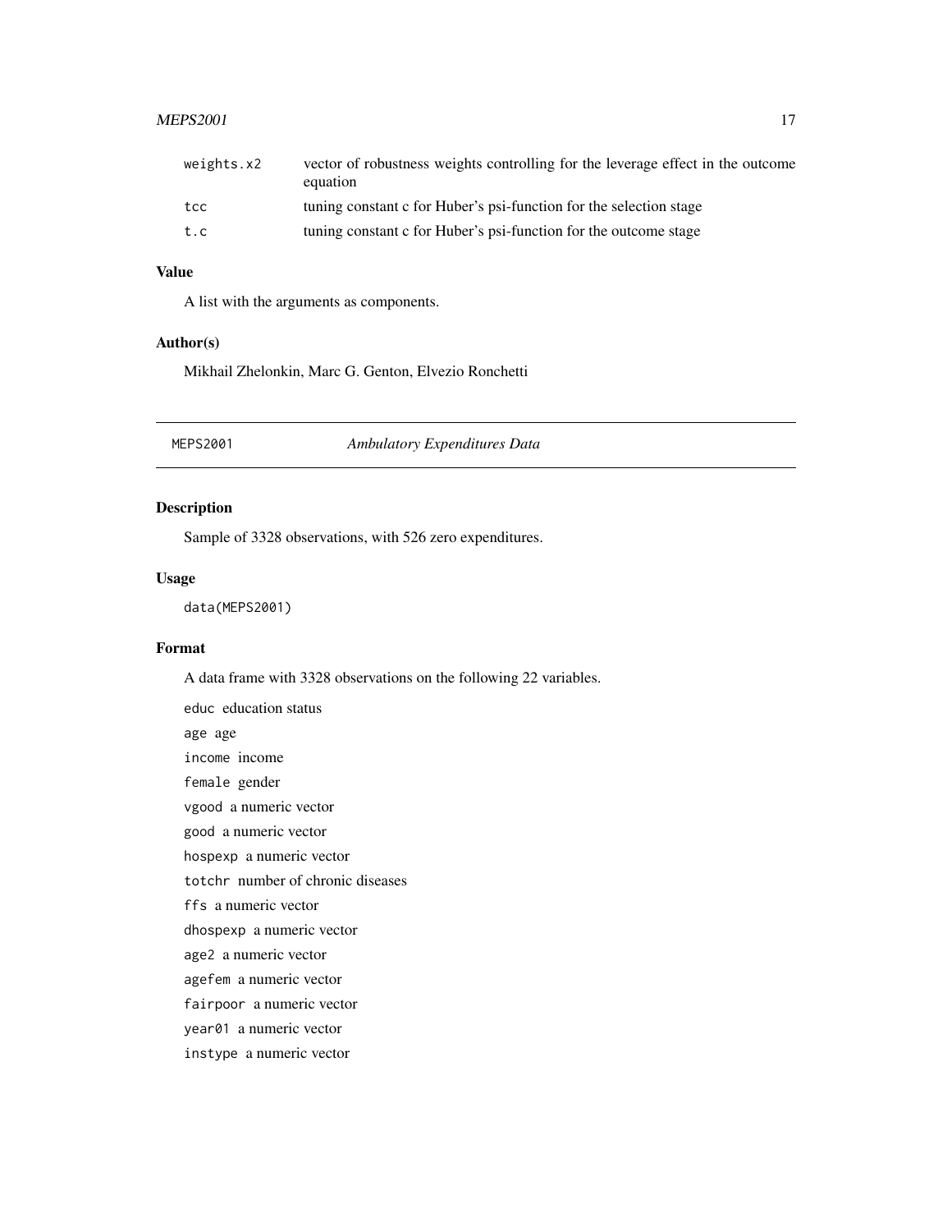| | |
|---|---|
| weights.x2 | vector of robustness weights controlling for the leverage effect in the outcome equation |
| tcc | tuning constant c for Huber's psi-function for the selection stage |
| t.c | tuning constant c for Huber's psi-function for the outcome stage |

## Value

A list with the arguments as components.

## Author(s)

Mikhail Zhelonkin, Marc G. Genton, Elvezio Ronchetti

---

# MEPS2001 *Ambulatory Expenditures Data*

## Description

Sample of 3328 observations, with 526 zero expenditures.

## Usage

```
data(MEPS2001)
```

## Format

A data frame with 3328 observations on the following 22 variables.

- `educ` education status
- `age` age
- `income` income
- `female` gender
- `vgood` a numeric vector
- `good` a numeric vector
- `hospexp` a numeric vector
- `totchr` number of chronic diseases
- `ffs` a numeric vector
- `dhospexp` a numeric vector
- `age2` a numeric vector
- `agefem` a numeric vector
- `fairpoor` a numeric vector
- `year01` a numeric vector
- `instype` a numeric vector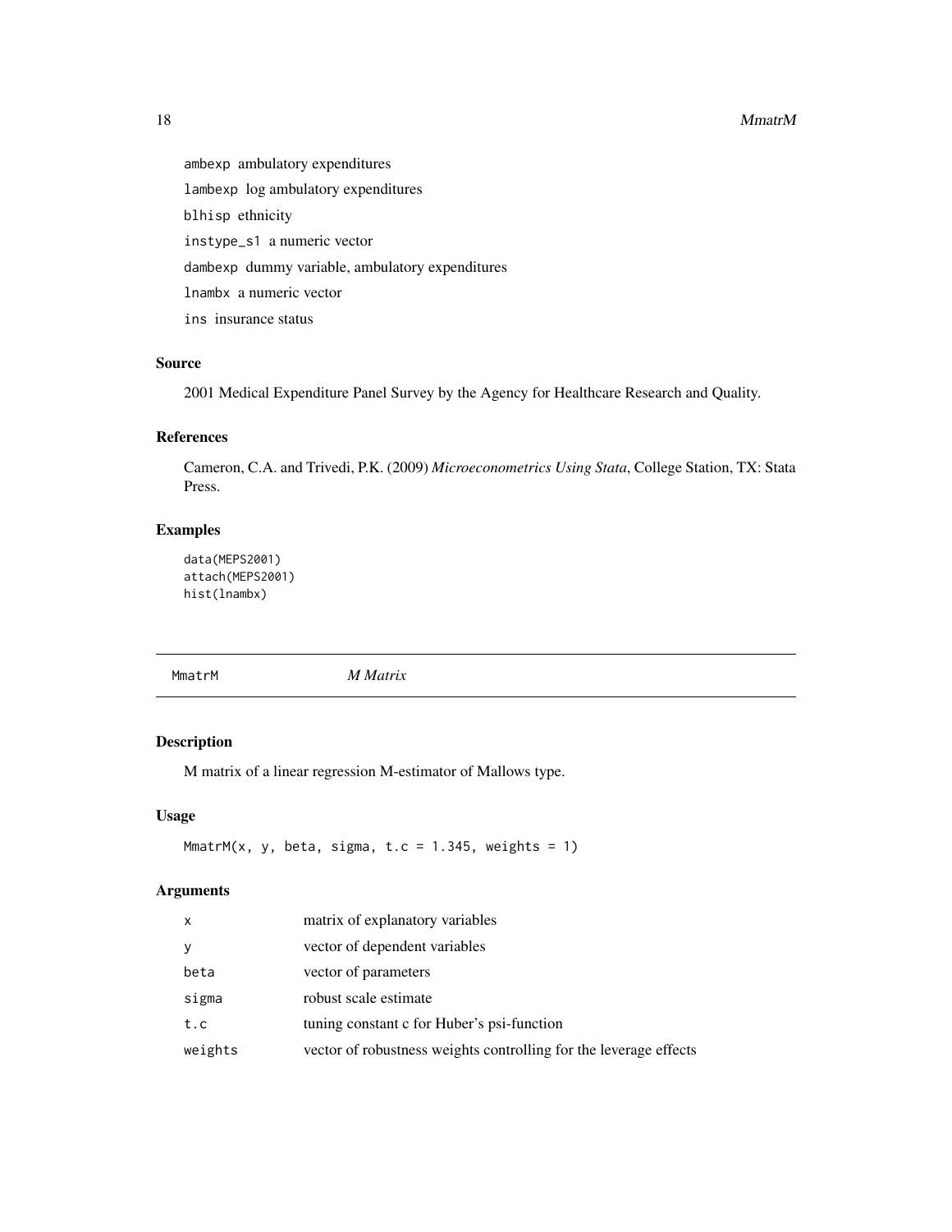ambexp ambulatory expenditures

lambexp log ambulatory expenditures

blhisp ethnicity

instype_s1 a numeric vector

dambexp dummy variable, ambulatory expenditures

lnambx a numeric vector

ins insurance status

### Source

2001 Medical Expenditure Panel Survey by the Agency for Healthcare Research and Quality.

### References

Cameron, C.A. and Trivedi, P.K. (2009) *Microeconometrics Using Stata*, College Station, TX: Stata Press.

### Examples

```
data(MEPS2001)
attach(MEPS2001)
hist(lnambx)
```

---

## MmatrM *M Matrix*

---

### Description

M matrix of a linear regression M-estimator of Mallows type.

### Usage

```
MmatrM(x, y, beta, sigma, t.c = 1.345, weights = 1)
```

### Arguments

| | |
|---|---|
| x | matrix of explanatory variables |
| y | vector of dependent variables |
| beta | vector of parameters |
| sigma | robust scale estimate |
| t.c | tuning constant c for Huber's psi-function |
| weights | vector of robustness weights controlling for the leverage effects |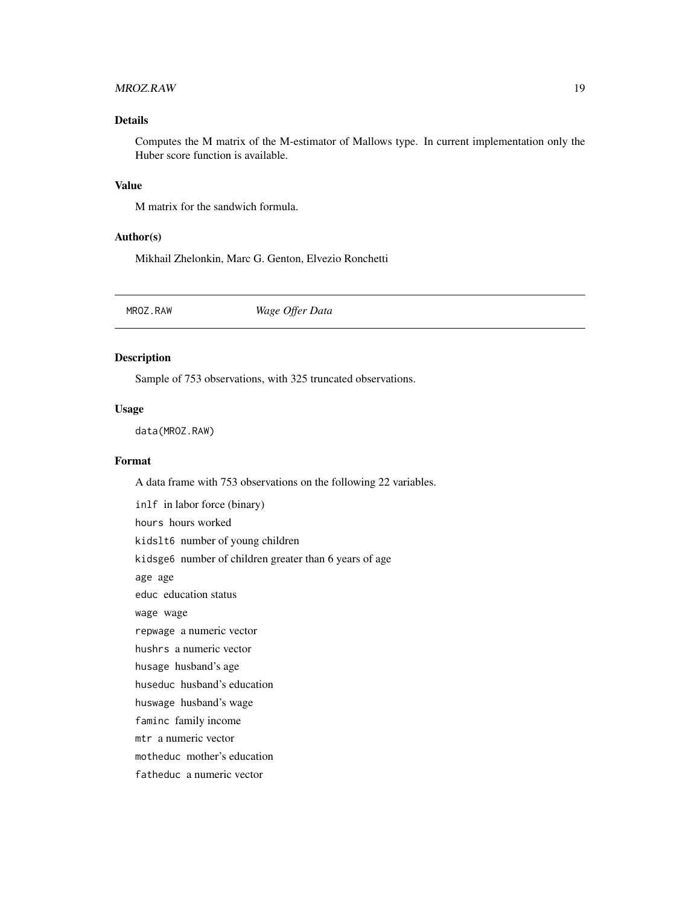### Details

Computes the M matrix of the M-estimator of Mallows type. In current implementation only the Huber score function is available.

### Value

M matrix for the sandwich formula.

### Author(s)

Mikhail Zhelonkin, Marc G. Genton, Elvezio Ronchetti

---

## MROZ.RAW *Wage Offer Data*

---

### Description

Sample of 753 observations, with 325 truncated observations.

### Usage

```
data(MROZ.RAW)
```

### Format

A data frame with 753 observations on the following 22 variables.

`inlf` in labor force (binary)

`hours` hours worked

`kidslt6` number of young children

`kidsge6` number of children greater than 6 years of age

`age` age

`educ` education status

`wage` wage

`repwage` a numeric vector

`hushrs` a numeric vector

`husage` husband's age

`huseduc` husband's education

`huswage` husband's wage

`faminc` family income

`mtr` a numeric vector

`motheduc` mother's education

`fatheduc` a numeric vector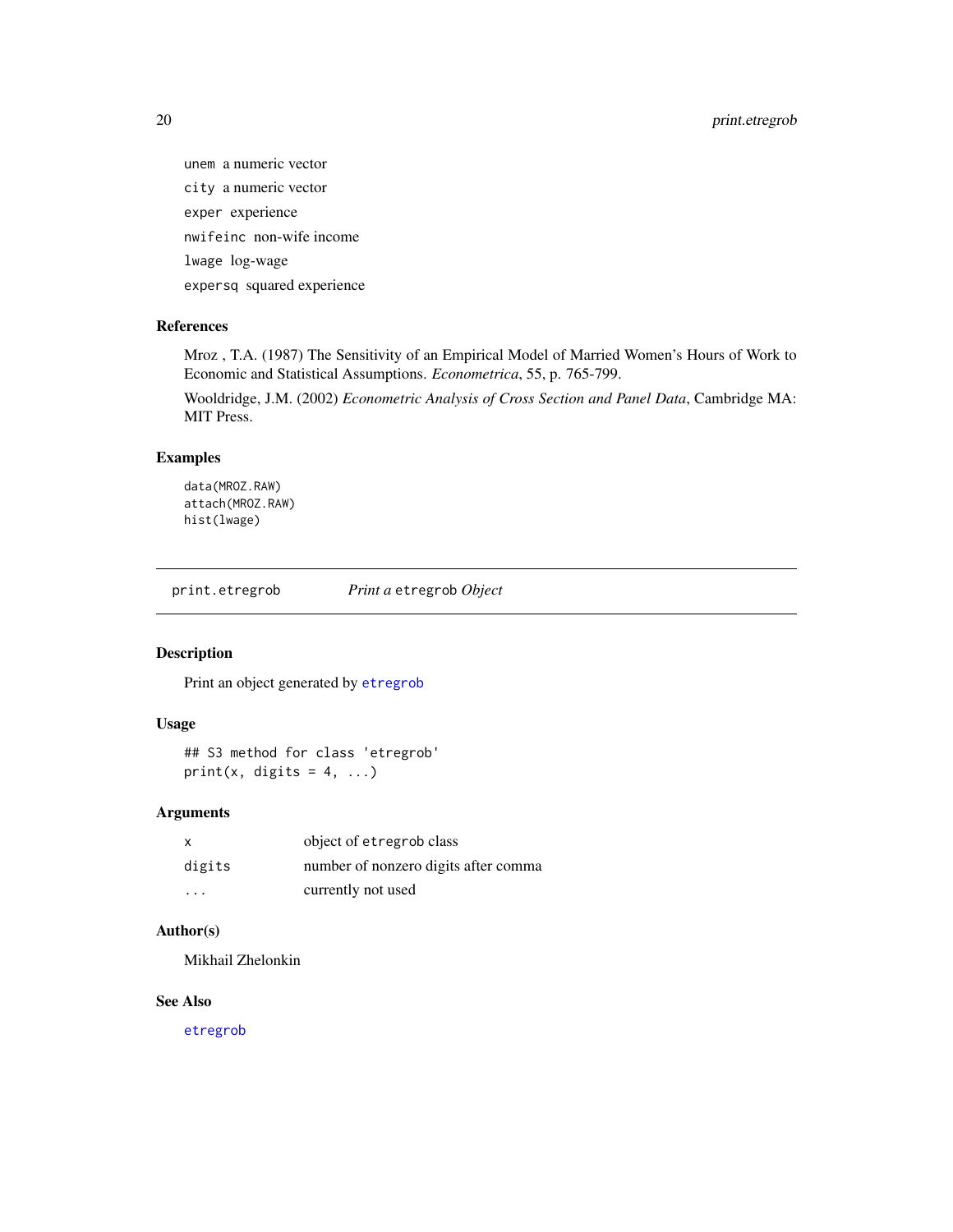unem  a numeric vector

city  a numeric vector

exper  experience

nwifeinc  non-wife income

lwage  log-wage

expersq  squared experience

### References

Mroz , T.A. (1987) The Sensitivity of an Empirical Model of Married Women's Hours of Work to Economic and Statistical Assumptions. *Econometrica*, 55, p. 765-799.

Wooldridge, J.M. (2002) *Econometric Analysis of Cross Section and Panel Data*, Cambridge MA: MIT Press.

### Examples

```
data(MROZ.RAW)
attach(MROZ.RAW)
hist(lwage)
```

---

## print.etregrob    *Print a* etregrob *Object*

---

### Description

Print an object generated by etregrob

### Usage

```
## S3 method for class 'etregrob'
print(x, digits = 4, ...)
```

### Arguments

| | |
|---|---|
| x | object of etregrob class |
| digits | number of nonzero digits after comma |
| ... | currently not used |

### Author(s)

Mikhail Zhelonkin

### See Also

etregrob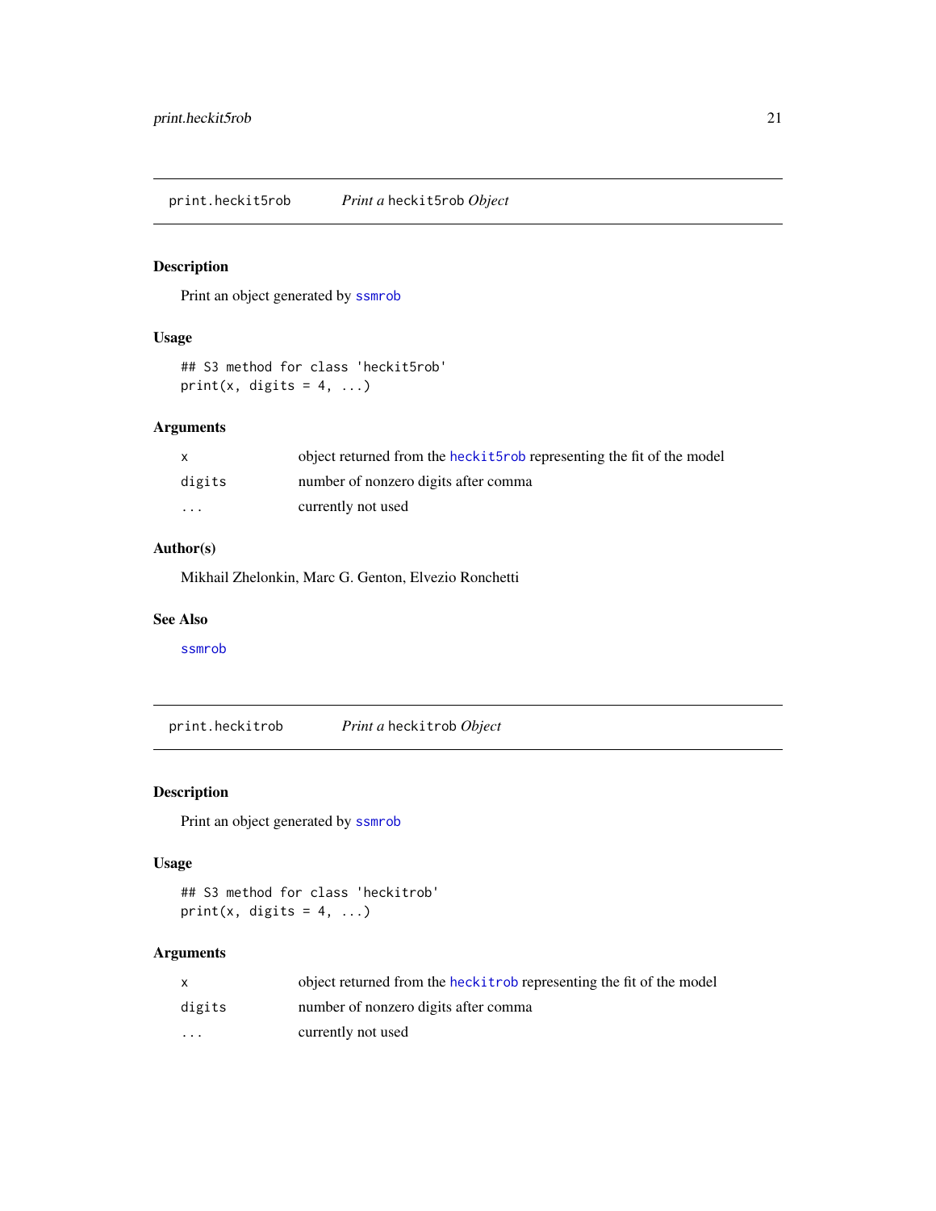## print.heckit5rob — *Print a* heckit5rob *Object*

### Description

Print an object generated by `ssmrob`

### Usage

```
## S3 method for class 'heckit5rob'
print(x, digits = 4, ...)
```

### Arguments

| | |
|---|---|
| `x` | object returned from the `heckit5rob` representing the fit of the model |
| `digits` | number of nonzero digits after comma |
| `...` | currently not used |

### Author(s)

Mikhail Zhelonkin, Marc G. Genton, Elvezio Ronchetti

### See Also

`ssmrob`

## print.heckitrob — *Print a* heckitrob *Object*

### Description

Print an object generated by `ssmrob`

### Usage

```
## S3 method for class 'heckitrob'
print(x, digits = 4, ...)
```

### Arguments

| | |
|---|---|
| `x` | object returned from the `heckitrob` representing the fit of the model |
| `digits` | number of nonzero digits after comma |
| `...` | currently not used |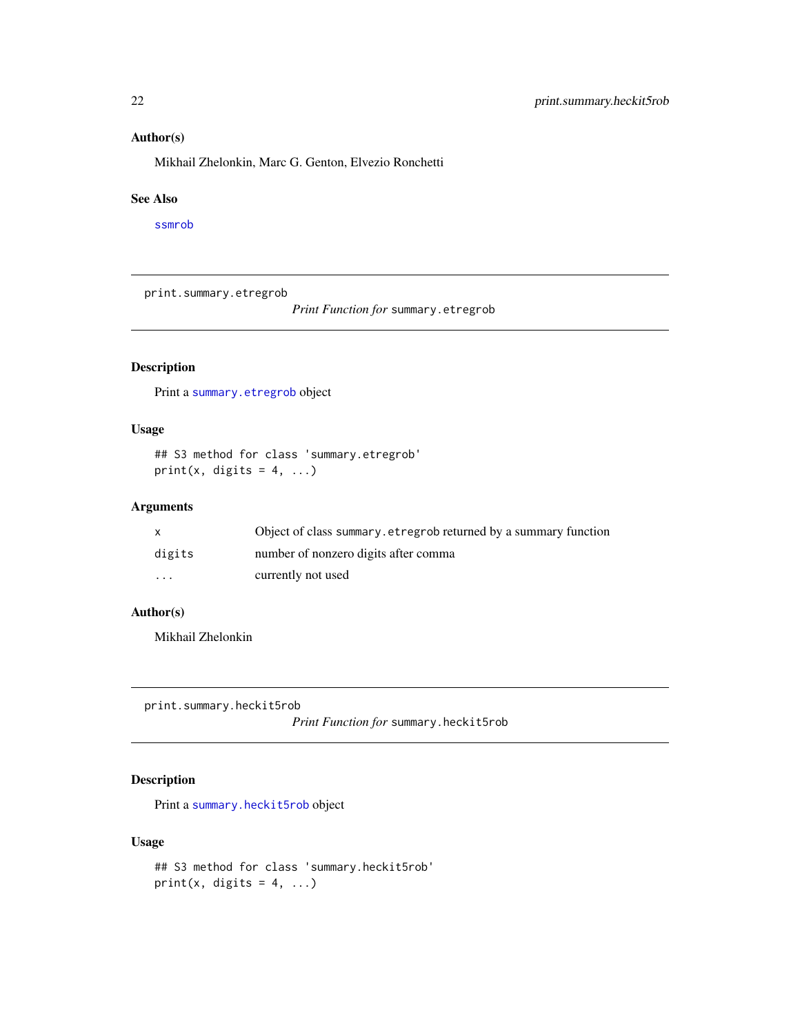### Author(s)

Mikhail Zhelonkin, Marc G. Genton, Elvezio Ronchetti

### See Also

ssmrob

---

## print.summary.etregrob

*Print Function for* `summary.etregrob`

### Description

Print a `summary.etregrob` object

### Usage

```
## S3 method for class 'summary.etregrob'
print(x, digits = 4, ...)
```

### Arguments

| | |
|---|---|
| x | Object of class `summary.etregrob` returned by a summary function |
| digits | number of nonzero digits after comma |
| ... | currently not used |

### Author(s)

Mikhail Zhelonkin

---

## print.summary.heckit5rob

*Print Function for* `summary.heckit5rob`

### Description

Print a `summary.heckit5rob` object

### Usage

```
## S3 method for class 'summary.heckit5rob'
print(x, digits = 4, ...)
```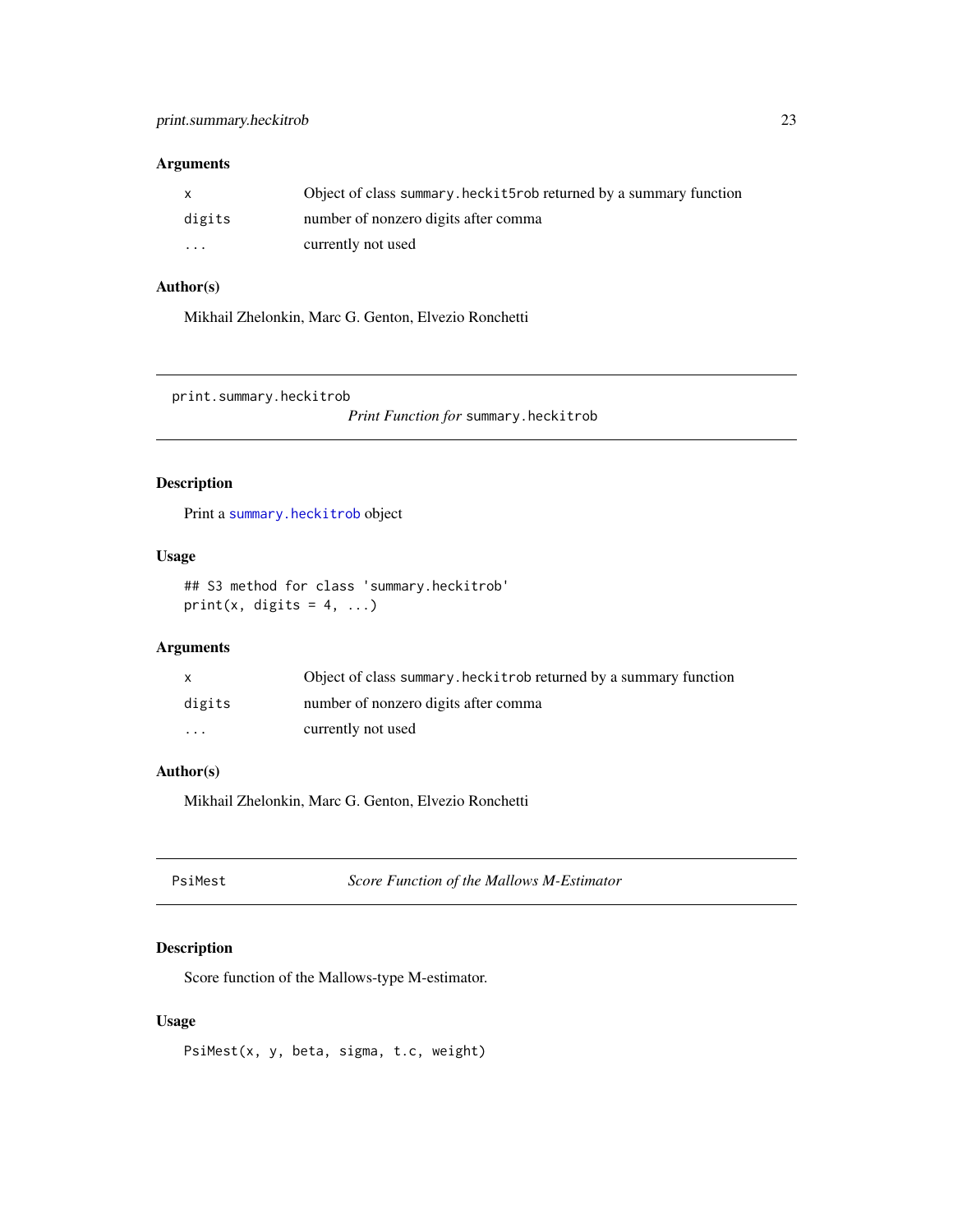## Arguments

| | |
|---|---|
| `x` | Object of class `summary.heckit5rob` returned by a summary function |
| `digits` | number of nonzero digits after comma |
| `...` | currently not used |

## Author(s)

Mikhail Zhelonkin, Marc G. Genton, Elvezio Ronchetti

---

`print.summary.heckitrob` &nbsp;&nbsp;&nbsp; *Print Function for* `summary.heckitrob`

---

## Description

Print a `summary.heckitrob` object

## Usage

```
## S3 method for class 'summary.heckitrob'
print(x, digits = 4, ...)
```

## Arguments

| | |
|---|---|
| `x` | Object of class `summary.heckitrob` returned by a summary function |
| `digits` | number of nonzero digits after comma |
| `...` | currently not used |

## Author(s)

Mikhail Zhelonkin, Marc G. Genton, Elvezio Ronchetti

---

`PsiMest` &nbsp;&nbsp;&nbsp; *Score Function of the Mallows M-Estimator*

---

## Description

Score function of the Mallows-type M-estimator.

## Usage

```
PsiMest(x, y, beta, sigma, t.c, weight)
```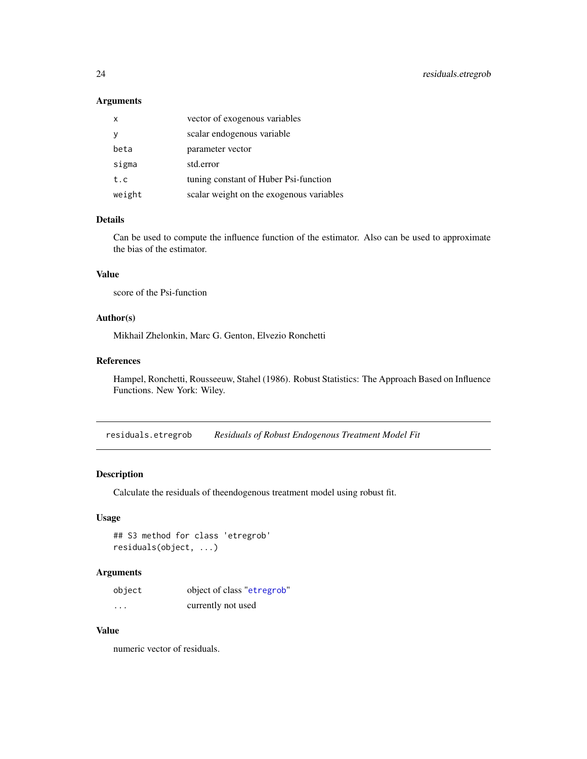### Arguments

| | |
|---|---|
| x | vector of exogenous variables |
| y | scalar endogenous variable |
| beta | parameter vector |
| sigma | std.error |
| t.c | tuning constant of Huber Psi-function |
| weight | scalar weight on the exogenous variables |

### Details

Can be used to compute the influence function of the estimator. Also can be used to approximate the bias of the estimator.

### Value

score of the Psi-function

### Author(s)

Mikhail Zhelonkin, Marc G. Genton, Elvezio Ronchetti

### References

Hampel, Ronchetti, Rousseeuw, Stahel (1986). Robust Statistics: The Approach Based on Influence Functions. New York: Wiley.

---

## residuals.etregrob *Residuals of Robust Endogenous Treatment Model Fit*

### Description

Calculate the residuals of theendogenous treatment model using robust fit.

### Usage

```
## S3 method for class 'etregrob'
residuals(object, ...)
```

### Arguments

| | |
|---|---|
| object | object of class "etregrob" |
| ... | currently not used |

### Value

numeric vector of residuals.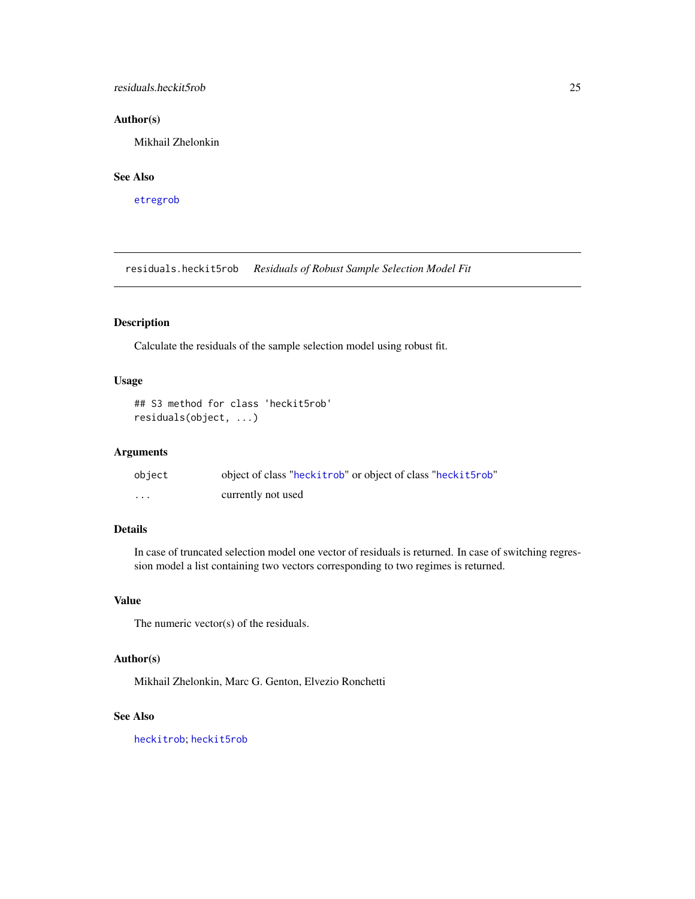### Author(s)

Mikhail Zhelonkin

### See Also

etregrob

---

## residals.heckit5rob — *Residuals of Robust Sample Selection Model Fit*

### Description

Calculate the residuals of the sample selection model using robust fit.

### Usage

```
## S3 method for class 'heckit5rob'
residuals(object, ...)
```

### Arguments

| | |
|---|---|
| object | object of class "heckitrob" or object of class "heckit5rob" |
| ... | currently not used |

### Details

In case of truncated selection model one vector of residuals is returned. In case of switching regression model a list containing two vectors corresponding to two regimes is returned.

### Value

The numeric vector(s) of the residuals.

### Author(s)

Mikhail Zhelonkin, Marc G. Genton, Elvezio Ronchetti

### See Also

heckitrob; heckit5rob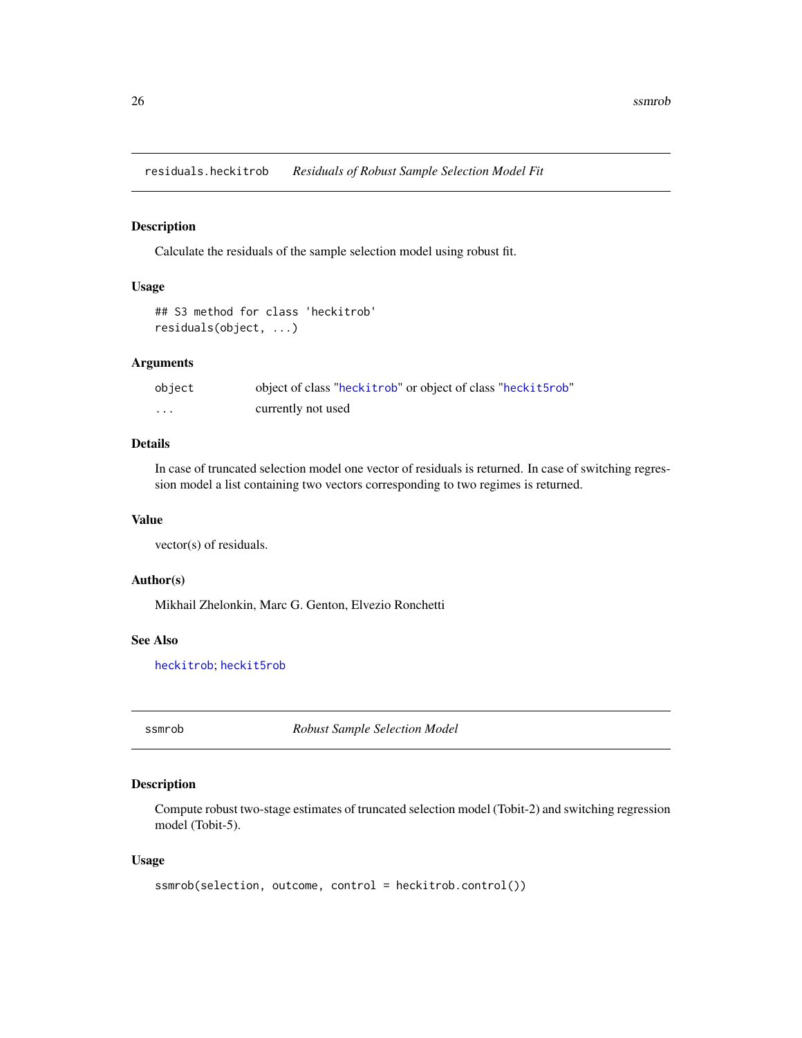## residuals.heckitrob *Residuals of Robust Sample Selection Model Fit*

### Description

Calculate the residuals of the sample selection model using robust fit.

### Usage

```
## S3 method for class 'heckitrob'
residuals(object, ...)
```

### Arguments

| | |
|---|---|
| object | object of class "heckitrob" or object of class "heckit5rob" |
| ... | currently not used |

### Details

In case of truncated selection model one vector of residuals is returned. In case of switching regression model a list containing two vectors corresponding to two regimes is returned.

### Value

vector(s) of residuals.

### Author(s)

Mikhail Zhelonkin, Marc G. Genton, Elvezio Ronchetti

### See Also

heckitrob; heckit5rob

## ssmrob *Robust Sample Selection Model*

### Description

Compute robust two-stage estimates of truncated selection model (Tobit-2) and switching regression model (Tobit-5).

### Usage

```
ssmrob(selection, outcome, control = heckitrob.control())
```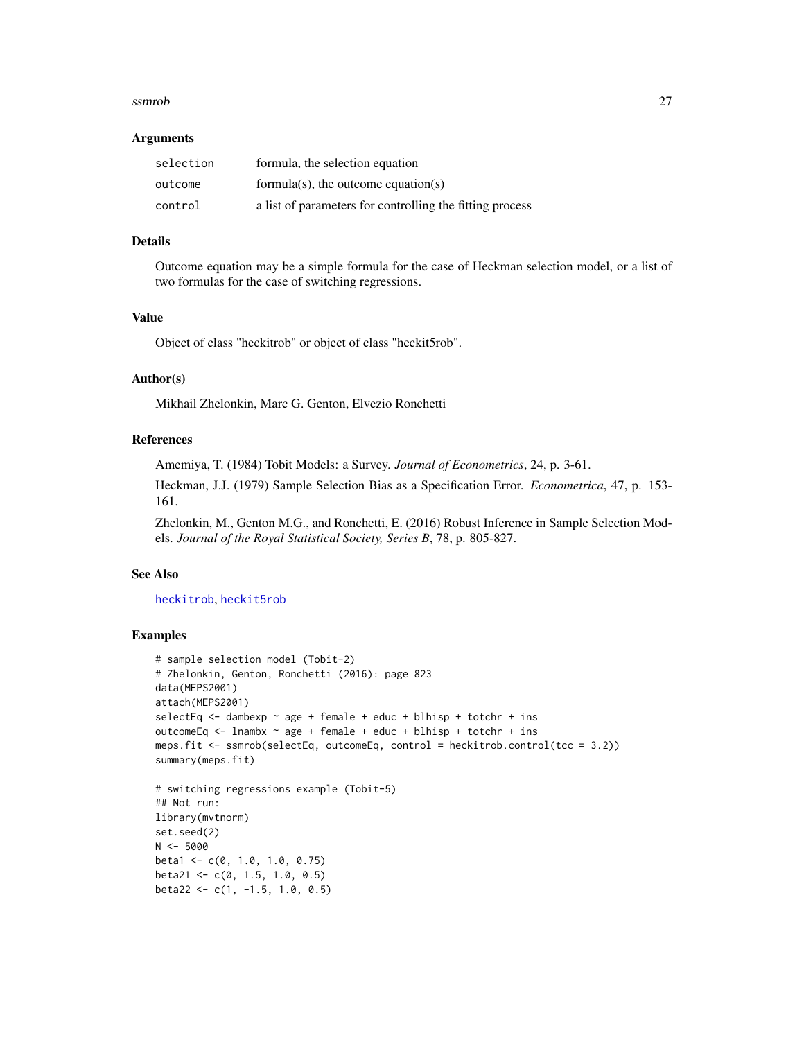### Arguments

| | |
|---|---|
| `selection` | formula, the selection equation |
| `outcome` | formula(s), the outcome equation(s) |
| `control` | a list of parameters for controlling the fitting process |

### Details

Outcome equation may be a simple formula for the case of Heckman selection model, or a list of two formulas for the case of switching regressions.

### Value

Object of class "heckitrob" or object of class "heckit5rob".

### Author(s)

Mikhail Zhelonkin, Marc G. Genton, Elvezio Ronchetti

### References

Amemiya, T. (1984) Tobit Models: a Survey. *Journal of Econometrics*, 24, p. 3-61.

Heckman, J.J. (1979) Sample Selection Bias as a Specification Error. *Econometrica*, 47, p. 153-161.

Zhelonkin, M., Genton M.G., and Ronchetti, E. (2016) Robust Inference in Sample Selection Models. *Journal of the Royal Statistical Society, Series B*, 78, p. 805-827.

### See Also

heckitrob, heckit5rob

### Examples

```
# sample selection model (Tobit-2)
# Zhelonkin, Genton, Ronchetti (2016): page 823
data(MEPS2001)
attach(MEPS2001)
selectEq <- dambexp ~ age + female + educ + blhisp + totchr + ins
outcomeEq <- lnambx ~ age + female + educ + blhisp + totchr + ins
meps.fit <- ssmrob(selectEq, outcomeEq, control = heckitrob.control(tcc = 3.2))
summary(meps.fit)

# switching regressions example (Tobit-5)
## Not run:
library(mvtnorm)
set.seed(2)
N <- 5000
beta1 <- c(0, 1.0, 1.0, 0.75)
beta21 <- c(0, 1.5, 1.0, 0.5)
beta22 <- c(1, -1.5, 1.0, 0.5)
```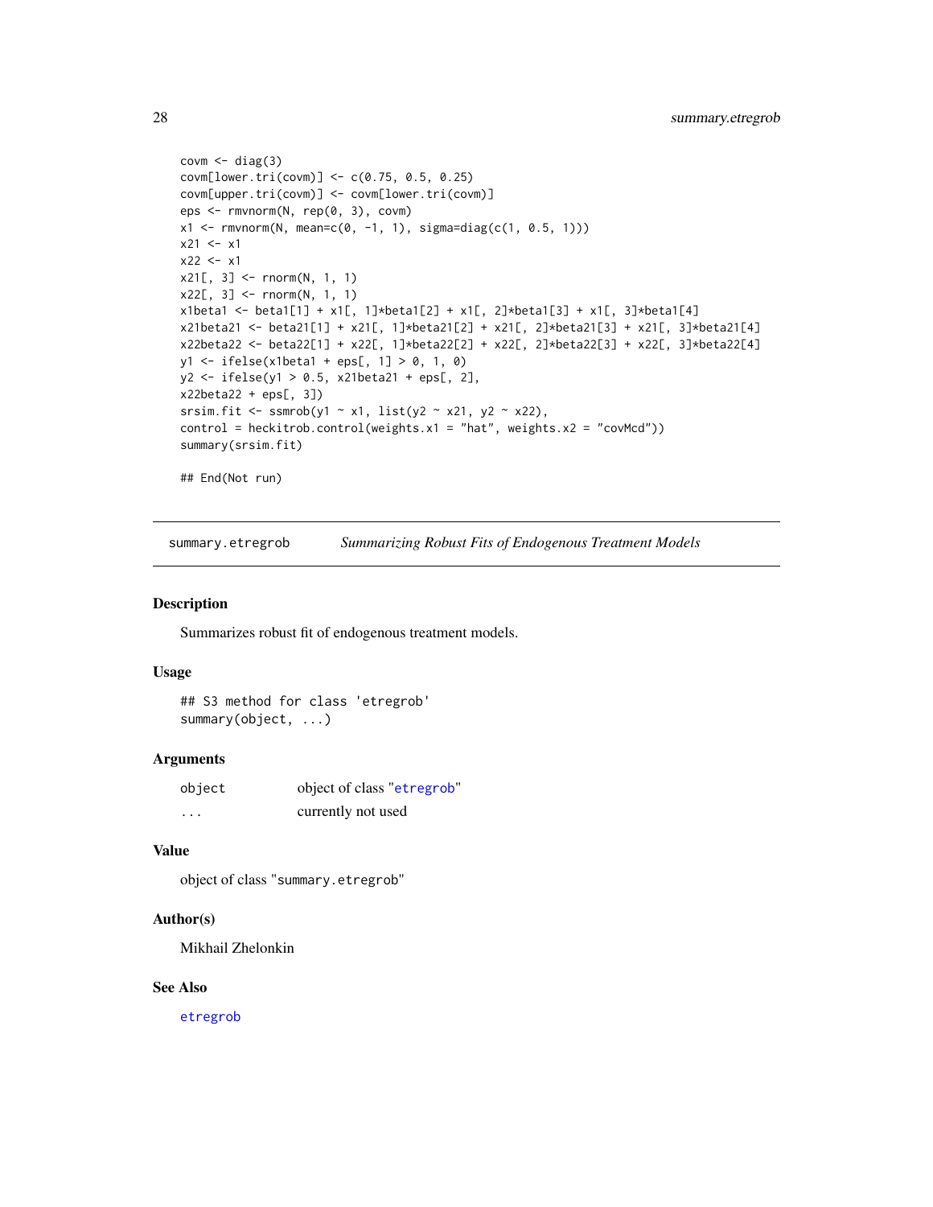```
covm <- diag(3)
covm[lower.tri(covm)] <- c(0.75, 0.5, 0.25)
covm[upper.tri(covm)] <- covm[lower.tri(covm)]
eps <- rmvnorm(N, rep(0, 3), covm)
x1 <- rmvnorm(N, mean=c(0, -1, 1), sigma=diag(c(1, 0.5, 1)))
x21 <- x1
x22 <- x1
x21[, 3] <- rnorm(N, 1, 1)
x22[, 3] <- rnorm(N, 1, 1)
x1beta1 <- beta1[1] + x1[, 1]*beta1[2] + x1[, 2]*beta1[3] + x1[, 3]*beta1[4]
x21beta21 <- beta21[1] + x21[, 1]*beta21[2] + x21[, 2]*beta21[3] + x21[, 3]*beta21[4]
x22beta22 <- beta22[1] + x22[, 1]*beta22[2] + x22[, 2]*beta22[3] + x22[, 3]*beta22[4]
y1 <- ifelse(x1beta1 + eps[, 1] > 0, 1, 0)
y2 <- ifelse(y1 > 0.5, x21beta21 + eps[, 2],
x22beta22 + eps[, 3])
srsim.fit <- ssmrob(y1 ~ x1, list(y2 ~ x21, y2 ~ x22),
control = heckitrob.control(weights.x1 = "hat", weights.x2 = "covMcd"))
summary(srsim.fit)

## End(Not run)
```

---

## summary.etregrob — *Summarizing Robust Fits of Endogenous Treatment Models*

### Description

Summarizes robust fit of endogenous treatment models.

### Usage

```
## S3 method for class 'etregrob'
summary(object, ...)
```

### Arguments

| | |
|---|---|
| object | object of class "etregrob" |
| ... | currently not used |

### Value

object of class "summary.etregrob"

### Author(s)

Mikhail Zhelonkin

### See Also

etregrob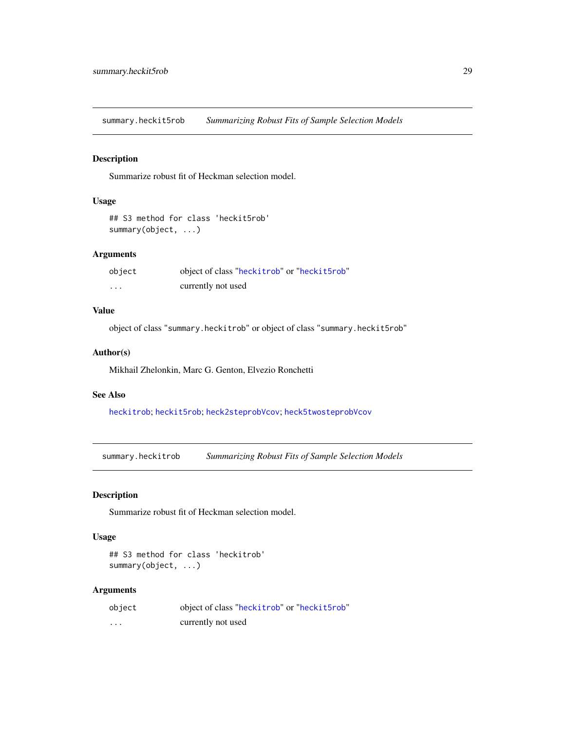## summary.heckit5rob — *Summarizing Robust Fits of Sample Selection Models*

### Description

Summarize robust fit of Heckman selection model.

### Usage

```
## S3 method for class 'heckit5rob'
summary(object, ...)
```

### Arguments

| | |
|---|---|
| `object` | object of class "heckitrob" or "heckit5rob" |
| `...` | currently not used |

### Value

object of class "summary.heckitrob" or object of class "summary.heckit5rob"

### Author(s)

Mikhail Zhelonkin, Marc G. Genton, Elvezio Ronchetti

### See Also

heckitrob; heckit5rob; heck2steprobVcov; heck5twosteprobVcov

## summary.heckitrob — *Summarizing Robust Fits of Sample Selection Models*

### Description

Summarize robust fit of Heckman selection model.

### Usage

```
## S3 method for class 'heckitrob'
summary(object, ...)
```

### Arguments

| | |
|---|---|
| `object` | object of class "heckitrob" or "heckit5rob" |
| `...` | currently not used |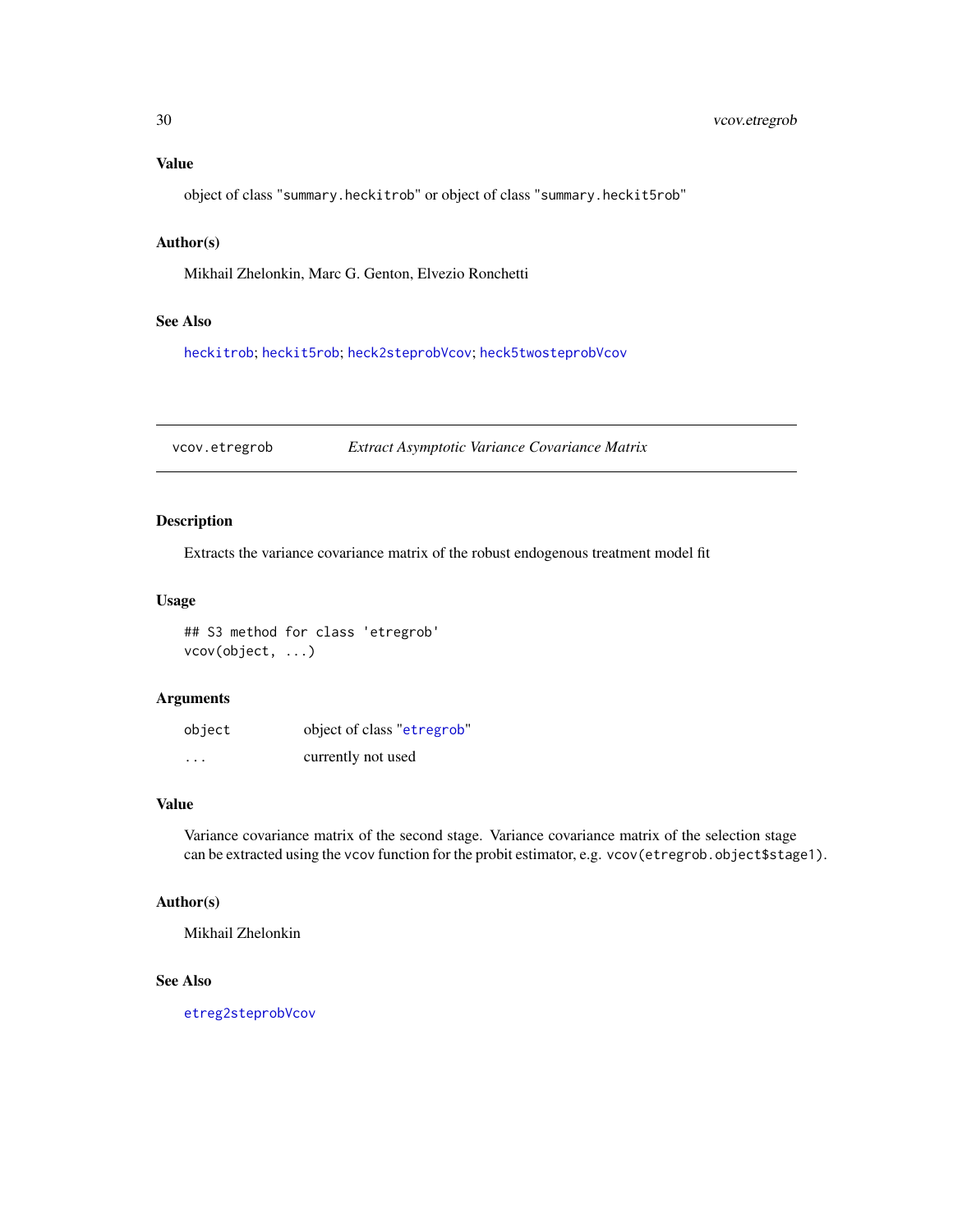## Value

object of class "`summary.heckitrob`" or object of class "`summary.heckit5rob`"

## Author(s)

Mikhail Zhelonkin, Marc G. Genton, Elvezio Ronchetti

## See Also

`heckitrob`; `heckit5rob`; `heck2steprobVcov`; `heck5twosteprobVcov`

---

# vcov.etregrob — *Extract Asymptotic Variance Covariance Matrix*

## Description

Extracts the variance covariance matrix of the robust endogenous treatment model fit

## Usage

```
## S3 method for class 'etregrob'
vcov(object, ...)
```

## Arguments

| | |
|---|---|
| `object` | object of class "`etregrob`" |
| `...` | currently not used |

## Value

Variance covariance matrix of the second stage. Variance covariance matrix of the selection stage can be extracted using the `vcov` function for the probit estimator, e.g. `vcov(etregrob.object$stage1)`.

## Author(s)

Mikhail Zhelonkin

## See Also

`etreg2steprobVcov`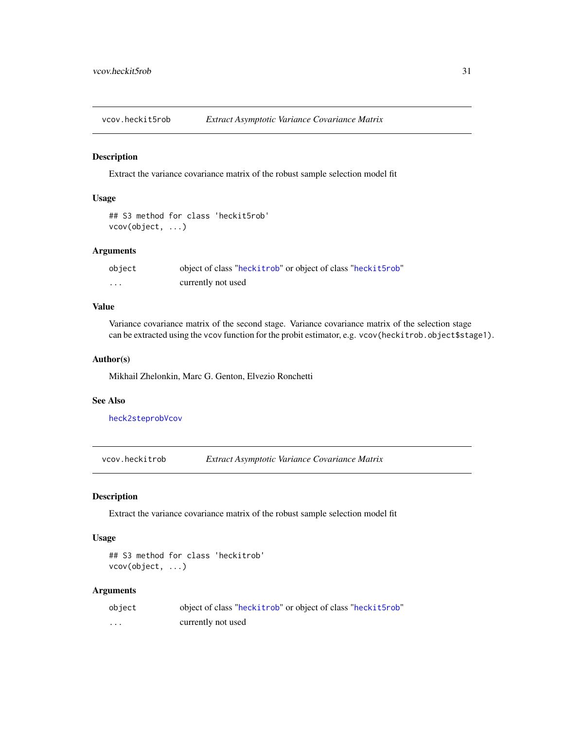## vcov.heckit5rob — *Extract Asymptotic Variance Covariance Matrix*

### Description

Extract the variance covariance matrix of the robust sample selection model fit

### Usage

```
## S3 method for class 'heckit5rob'
vcov(object, ...)
```

### Arguments

| | |
|---|---|
| `object` | object of class "heckitrob" or object of class "heckit5rob" |
| `...` | currently not used |

### Value

Variance covariance matrix of the second stage. Variance covariance matrix of the selection stage can be extracted using the vcov function for the probit estimator, e.g. `vcov(heckitrob.object$stage1)`.

### Author(s)

Mikhail Zhelonkin, Marc G. Genton, Elvezio Ronchetti

### See Also

heck2steprobVcov

## vcov.heckitrob — *Extract Asymptotic Variance Covariance Matrix*

### Description

Extract the variance covariance matrix of the robust sample selection model fit

### Usage

```
## S3 method for class 'heckitrob'
vcov(object, ...)
```

### Arguments

| | |
|---|---|
| `object` | object of class "heckitrob" or object of class "heckit5rob" |
| `...` | currently not used |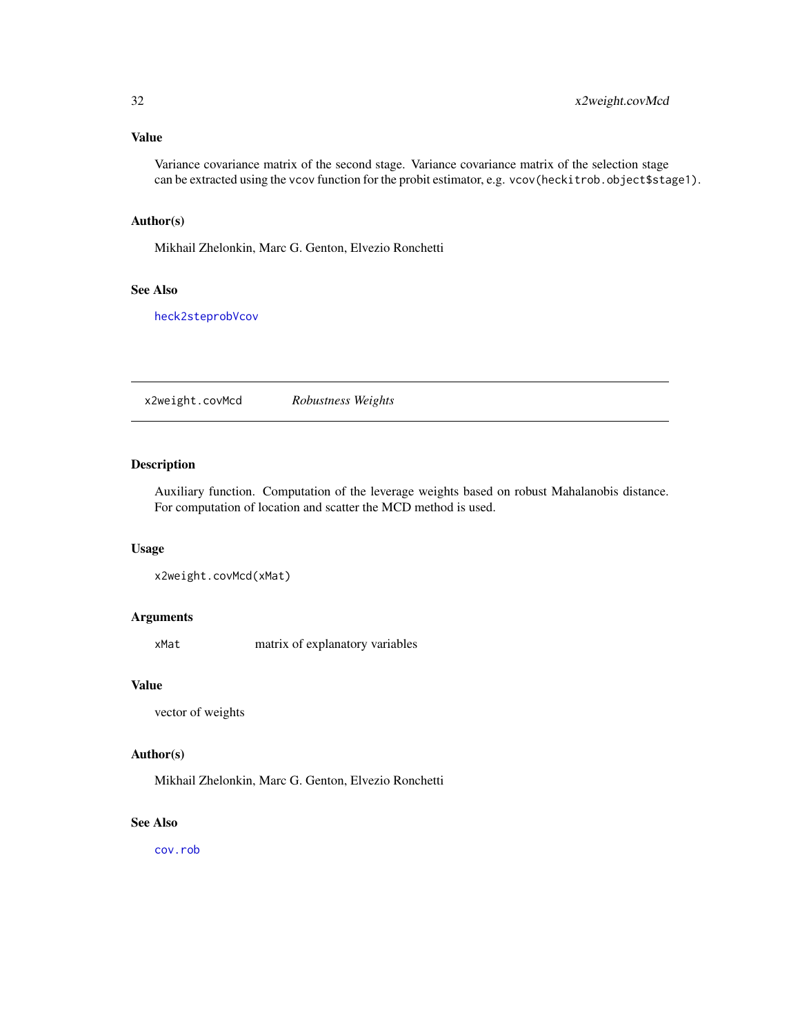## Value

Variance covariance matrix of the second stage. Variance covariance matrix of the selection stage can be extracted using the `vcov` function for the probit estimator, e.g. `vcov(heckitrob.object$stage1)`.

## Author(s)

Mikhail Zhelonkin, Marc G. Genton, Elvezio Ronchetti

## See Also

`heck2steprobVcov`

---

# x2weight.covMcd *Robustness Weights*

## Description

Auxiliary function. Computation of the leverage weights based on robust Mahalanobis distance. For computation of location and scatter the MCD method is used.

## Usage

```
x2weight.covMcd(xMat)
```

## Arguments

| | |
|---|---|
| xMat | matrix of explanatory variables |

## Value

vector of weights

## Author(s)

Mikhail Zhelonkin, Marc G. Genton, Elvezio Ronchetti

## See Also

`cov.rob`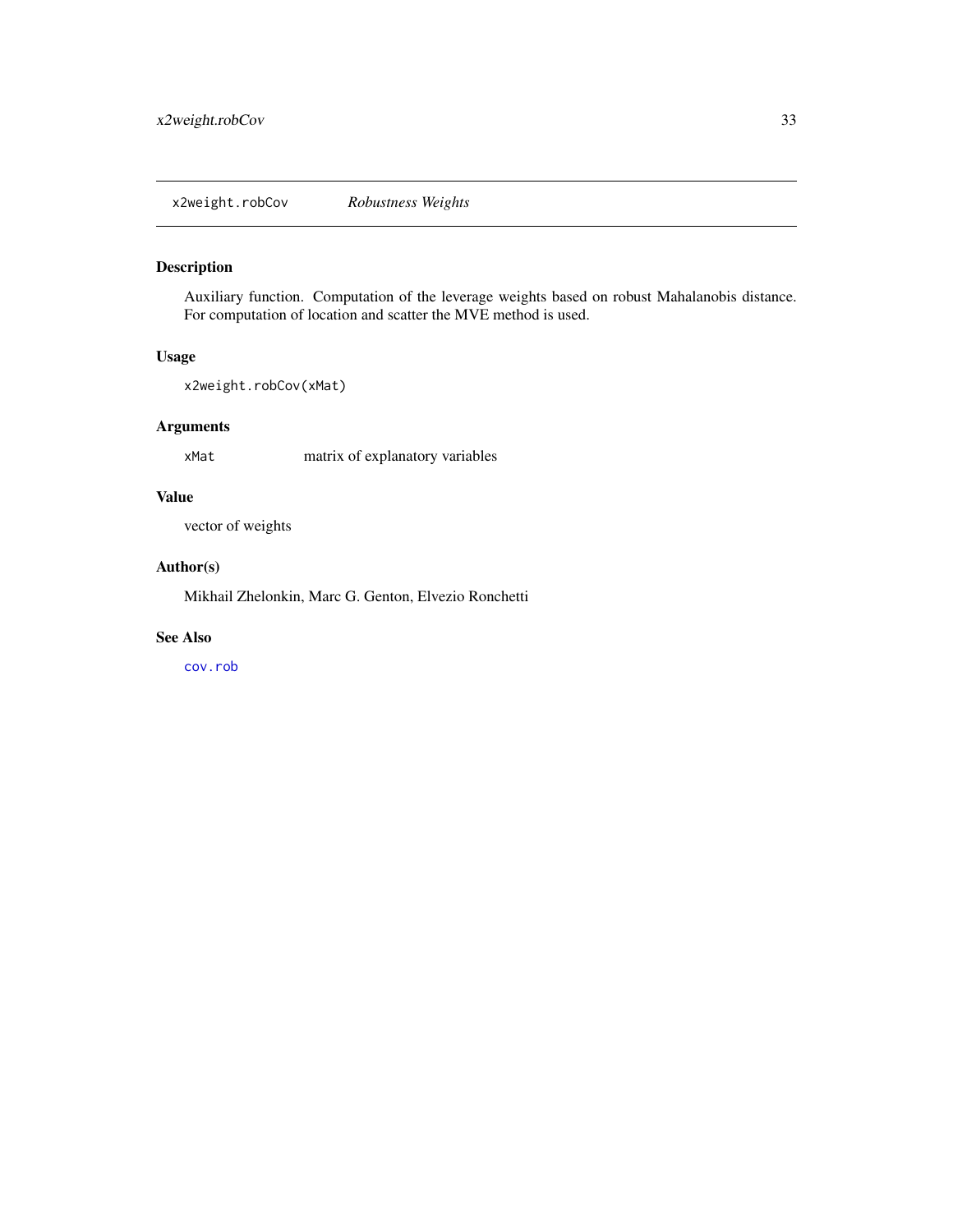## x2weight.robCov — *Robustness Weights*

### Description

Auxiliary function. Computation of the leverage weights based on robust Mahalanobis distance. For computation of location and scatter the MVE method is used.

### Usage

```
x2weight.robCov(xMat)
```

### Arguments

| | |
|---|---|
| xMat | matrix of explanatory variables |

### Value

vector of weights

### Author(s)

Mikhail Zhelonkin, Marc G. Genton, Elvezio Ronchetti

### See Also

cov.rob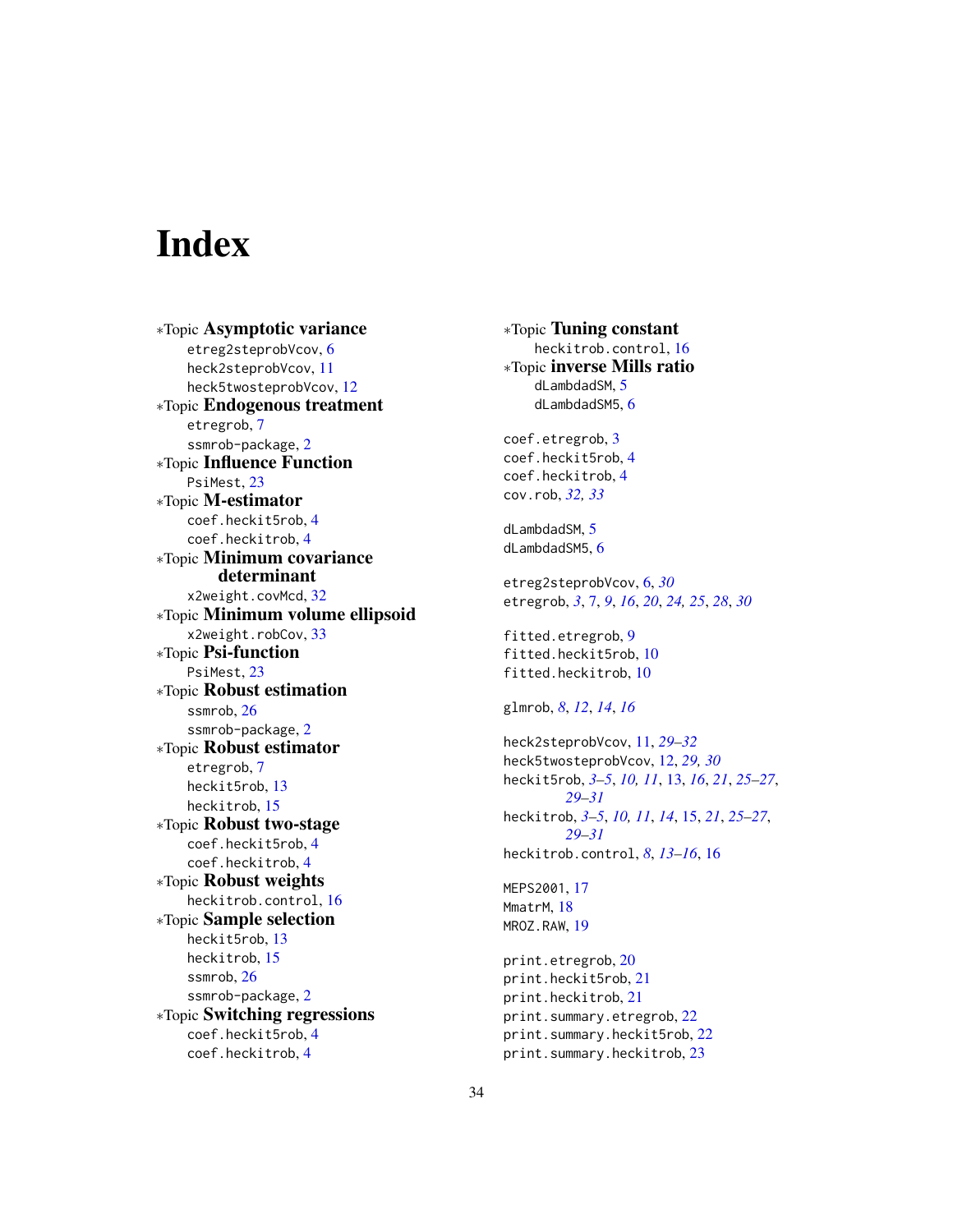# Index

*Topic **Asymptotic variance**
- etreg2steprobVcov, 6
- heck2steprobVcov, 11
- heck5twosteprobVcov, 12

*Topic **Endogenous treatment**
- etregrob, 7
- ssmrob-package, 2

*Topic **Influence Function**
- PsiMest, 23

*Topic **M-estimator**
- coef.heckit5rob, 4
- coef.heckitrob, 4

*Topic **Minimum covariance determinant**
- x2weight.covMcd, 32

*Topic **Minimum volume ellipsoid**
- x2weight.robCov, 33

*Topic **Psi-function**
- PsiMest, 23

*Topic **Robust estimation**
- ssmrob, 26
- ssmrob-package, 2

*Topic **Robust estimator**
- etregrob, 7
- heckit5rob, 13
- heckitrob, 15

*Topic **Robust two-stage**
- coef.heckit5rob, 4
- coef.heckitrob, 4

*Topic **Robust weights**
- heckitrob.control, 16

*Topic **Sample selection**
- heckit5rob, 13
- heckitrob, 15
- ssmrob, 26
- ssmrob-package, 2

*Topic **Switching regressions**
- coef.heckit5rob, 4
- coef.heckitrob, 4

*Topic **Tuning constant**
- heckitrob.control, 16

*Topic **inverse Mills ratio**
- dLambdadSM, 5
- dLambdadSM5, 6

coef.etregrob, 3
coef.heckit5rob, 4
coef.heckitrob, 4
cov.rob, *32, 33*

dLambdadSM, 5
dLambdadSM5, 6

etreg2steprobVcov, 6, *30*
etregrob, *3*, 7, *9*, *16*, *20*, *24, 25*, *28*, *30*

fitted.etregrob, 9
fitted.heckit5rob, 10
fitted.heckitrob, 10

glmrob, *8*, *12*, *14*, *16*

heck2steprobVcov, 11, *29–32*
heck5twosteprobVcov, 12, *29, 30*
heckit5rob, *3–5*, *10, 11*, 13, *16*, *21*, *25–27*, *29–31*
heckitrob, *3–5*, *10, 11*, *14*, 15, *21*, *25–27*, *29–31*
heckitrob.control, *8*, *13–16*, 16

MEPS2001, 17
MmatrM, 18
MROZ.RAW, 19

print.etregrob, 20
print.heckit5rob, 21
print.heckitrob, 21
print.summary.etregrob, 22
print.summary.heckit5rob, 22
print.summary.heckitrob, 23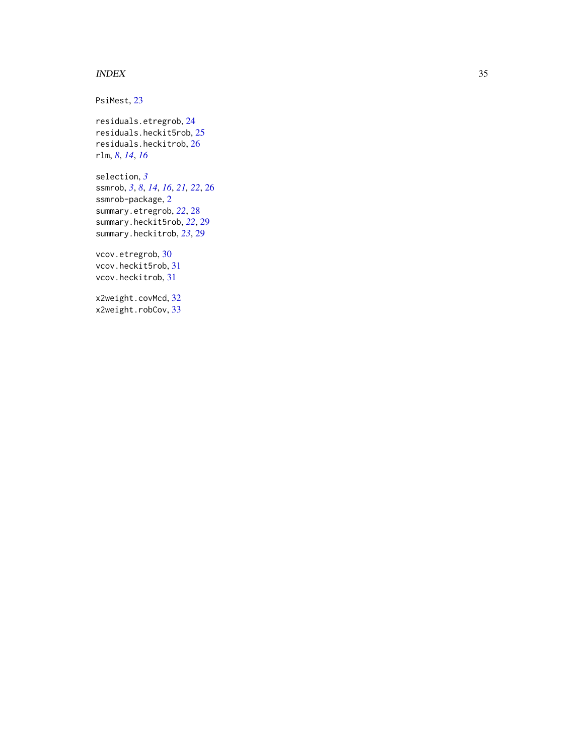PsiMest, 23

residuals.etregrob, 24
residuals.heckit5rob, 25
residuals.heckitrob, 26
rlm, *8*, *14*, *16*

selection, *3*
ssmrob, *3*, *8*, *14*, *16*, *21, 22*, 26
ssmrob-package, 2
summary.etregrob, *22*, 28
summary.heckit5rob, *22*, 29
summary.heckitrob, *23*, 29

vcov.etregrob, 30
vcov.heckit5rob, 31
vcov.heckitrob, 31

x2weight.covMcd, 32
x2weight.robCov, 33